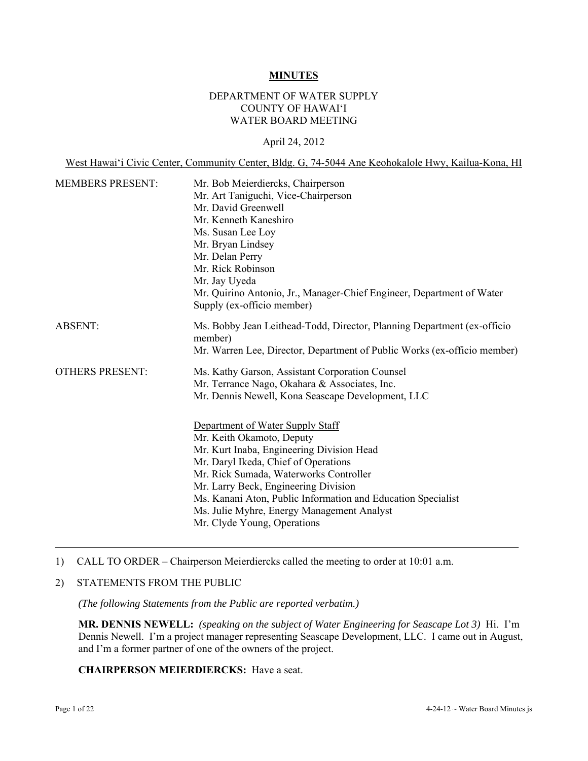# MINUTES

DEPARTMENT OF WATER SUPPLY
COUNTY OF HAWAI'I
WATER BOARD MEETING

April 24, 2012

West Hawai'i Civic Center, Community Center, Bldg. G, 74-5044 Ane Keohokalole Hwy, Kailua-Kona, HI

| | |
|---|---|
| MEMBERS PRESENT: | Mr. Bob Meierdiercks, Chairperson<br>Mr. Art Taniguchi, Vice-Chairperson<br>Mr. David Greenwell<br>Mr. Kenneth Kaneshiro<br>Ms. Susan Lee Loy<br>Mr. Bryan Lindsey<br>Mr. Delan Perry<br>Mr. Rick Robinson<br>Mr. Jay Uyeda<br>Mr. Quirino Antonio, Jr., Manager-Chief Engineer, Department of Water Supply (ex-officio member) |
| ABSENT: | Ms. Bobby Jean Leithead-Todd, Director, Planning Department (ex-officio member)<br>Mr. Warren Lee, Director, Department of Public Works (ex-officio member) |
| OTHERS PRESENT: | Ms. Kathy Garson, Assistant Corporation Counsel<br>Mr. Terrance Nago, Okahara & Associates, Inc.<br>Mr. Dennis Newell, Kona Seascape Development, LLC<br><br>Department of Water Supply Staff<br>Mr. Keith Okamoto, Deputy<br>Mr. Kurt Inaba, Engineering Division Head<br>Mr. Daryl Ikeda, Chief of Operations<br>Mr. Rick Sumada, Waterworks Controller<br>Mr. Larry Beck, Engineering Division<br>Ms. Kanani Aton, Public Information and Education Specialist<br>Ms. Julie Myhre, Energy Management Analyst<br>Mr. Clyde Young, Operations |

---

1) CALL TO ORDER – Chairperson Meierdiercks called the meeting to order at 10:01 a.m.

2) STATEMENTS FROM THE PUBLIC

*(The following Statements from the Public are reported verbatim.)*

**MR. DENNIS NEWELL:** *(speaking on the subject of Water Engineering for Seascape Lot 3)* Hi. I'm Dennis Newell. I'm a project manager representing Seascape Development, LLC. I came out in August, and I'm a former partner of one of the owners of the project.

**CHAIRPERSON MEIERDIERCKS:** Have a seat.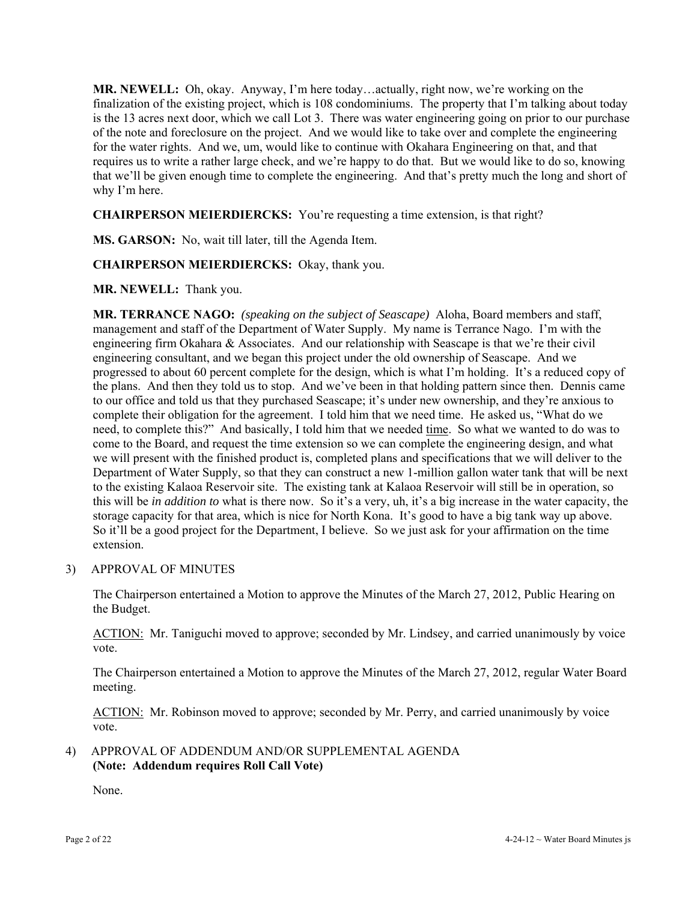**MR. NEWELL:** Oh, okay. Anyway, I'm here today…actually, right now, we're working on the finalization of the existing project, which is 108 condominiums. The property that I'm talking about today is the 13 acres next door, which we call Lot 3. There was water engineering going on prior to our purchase of the note and foreclosure on the project. And we would like to take over and complete the engineering for the water rights. And we, um, would like to continue with Okahara Engineering on that, and that requires us to write a rather large check, and we're happy to do that. But we would like to do so, knowing that we'll be given enough time to complete the engineering. And that's pretty much the long and short of why I'm here.

**CHAIRPERSON MEIERDIERCKS:** You're requesting a time extension, is that right?

**MS. GARSON:** No, wait till later, till the Agenda Item.

**CHAIRPERSON MEIERDIERCKS:** Okay, thank you.

**MR. NEWELL:** Thank you.

**MR. TERRANCE NAGO:** *(speaking on the subject of Seascape)* Aloha, Board members and staff, management and staff of the Department of Water Supply. My name is Terrance Nago. I'm with the engineering firm Okahara & Associates. And our relationship with Seascape is that we're their civil engineering consultant, and we began this project under the old ownership of Seascape. And we progressed to about 60 percent complete for the design, which is what I'm holding. It's a reduced copy of the plans. And then they told us to stop. And we've been in that holding pattern since then. Dennis came to our office and told us that they purchased Seascape; it's under new ownership, and they're anxious to complete their obligation for the agreement. I told him that we need time. He asked us, "What do we need, to complete this?" And basically, I told him that we needed time. So what we wanted to do was to come to the Board, and request the time extension so we can complete the engineering design, and what we will present with the finished product is, completed plans and specifications that we will deliver to the Department of Water Supply, so that they can construct a new 1-million gallon water tank that will be next to the existing Kalaoa Reservoir site. The existing tank at Kalaoa Reservoir will still be in operation, so this will be *in addition to* what is there now. So it's a very, uh, it's a big increase in the water capacity, the storage capacity for that area, which is nice for North Kona. It's good to have a big tank way up above. So it'll be a good project for the Department, I believe. So we just ask for your affirmation on the time extension.

3) APPROVAL OF MINUTES

The Chairperson entertained a Motion to approve the Minutes of the March 27, 2012, Public Hearing on the Budget.

ACTION: Mr. Taniguchi moved to approve; seconded by Mr. Lindsey, and carried unanimously by voice vote.

The Chairperson entertained a Motion to approve the Minutes of the March 27, 2012, regular Water Board meeting.

ACTION: Mr. Robinson moved to approve; seconded by Mr. Perry, and carried unanimously by voice vote.

4) APPROVAL OF ADDENDUM AND/OR SUPPLEMENTAL AGENDA
**(Note: Addendum requires Roll Call Vote)**

None.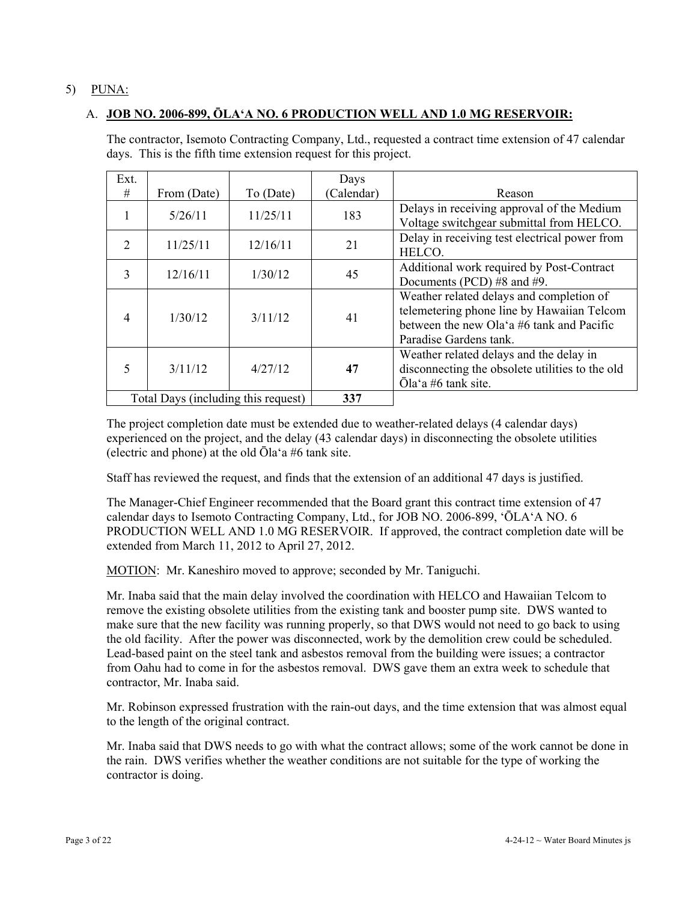5) PUNA:

A. **JOB NO. 2006-899, ŌLA'A NO. 6 PRODUCTION WELL AND 1.0 MG RESERVOIR:**

The contractor, Isemoto Contracting Company, Ltd., requested a contract time extension of 47 calendar days. This is the fifth time extension request for this project.

| Ext. # | From (Date) | To (Date) | Days (Calendar) | Reason |
|---|---|---|---|---|
| 1 | 5/26/11 | 11/25/11 | 183 | Delays in receiving approval of the Medium Voltage switchgear submittal from HELCO. |
| 2 | 11/25/11 | 12/16/11 | 21 | Delay in receiving test electrical power from HELCO. |
| 3 | 12/16/11 | 1/30/12 | 45 | Additional work required by Post-Contract Documents (PCD) #8 and #9. |
| 4 | 1/30/12 | 3/11/12 | 41 | Weather related delays and completion of telemetering phone line by Hawaiian Telcom between the new Ola'a #6 tank and Pacific Paradise Gardens tank. |
| 5 | 3/11/12 | 4/27/12 | **47** | Weather related delays and the delay in disconnecting the obsolete utilities to the old Ōla'a #6 tank site. |
| Total Days (including this request) | | | **337** | |

The project completion date must be extended due to weather-related delays (4 calendar days) experienced on the project, and the delay (43 calendar days) in disconnecting the obsolete utilities (electric and phone) at the old Ōla'a #6 tank site.

Staff has reviewed the request, and finds that the extension of an additional 47 days is justified.

The Manager-Chief Engineer recommended that the Board grant this contract time extension of 47 calendar days to Isemoto Contracting Company, Ltd., for JOB NO. 2006-899, 'ŌLA'A NO. 6 PRODUCTION WELL AND 1.0 MG RESERVOIR. If approved, the contract completion date will be extended from March 11, 2012 to April 27, 2012.

MOTION: Mr. Kaneshiro moved to approve; seconded by Mr. Taniguchi.

Mr. Inaba said that the main delay involved the coordination with HELCO and Hawaiian Telcom to remove the existing obsolete utilities from the existing tank and booster pump site. DWS wanted to make sure that the new facility was running properly, so that DWS would not need to go back to using the old facility. After the power was disconnected, work by the demolition crew could be scheduled. Lead-based paint on the steel tank and asbestos removal from the building were issues; a contractor from Oahu had to come in for the asbestos removal. DWS gave them an extra week to schedule that contractor, Mr. Inaba said.

Mr. Robinson expressed frustration with the rain-out days, and the time extension that was almost equal to the length of the original contract.

Mr. Inaba said that DWS needs to go with what the contract allows; some of the work cannot be done in the rain. DWS verifies whether the weather conditions are not suitable for the type of working the contractor is doing.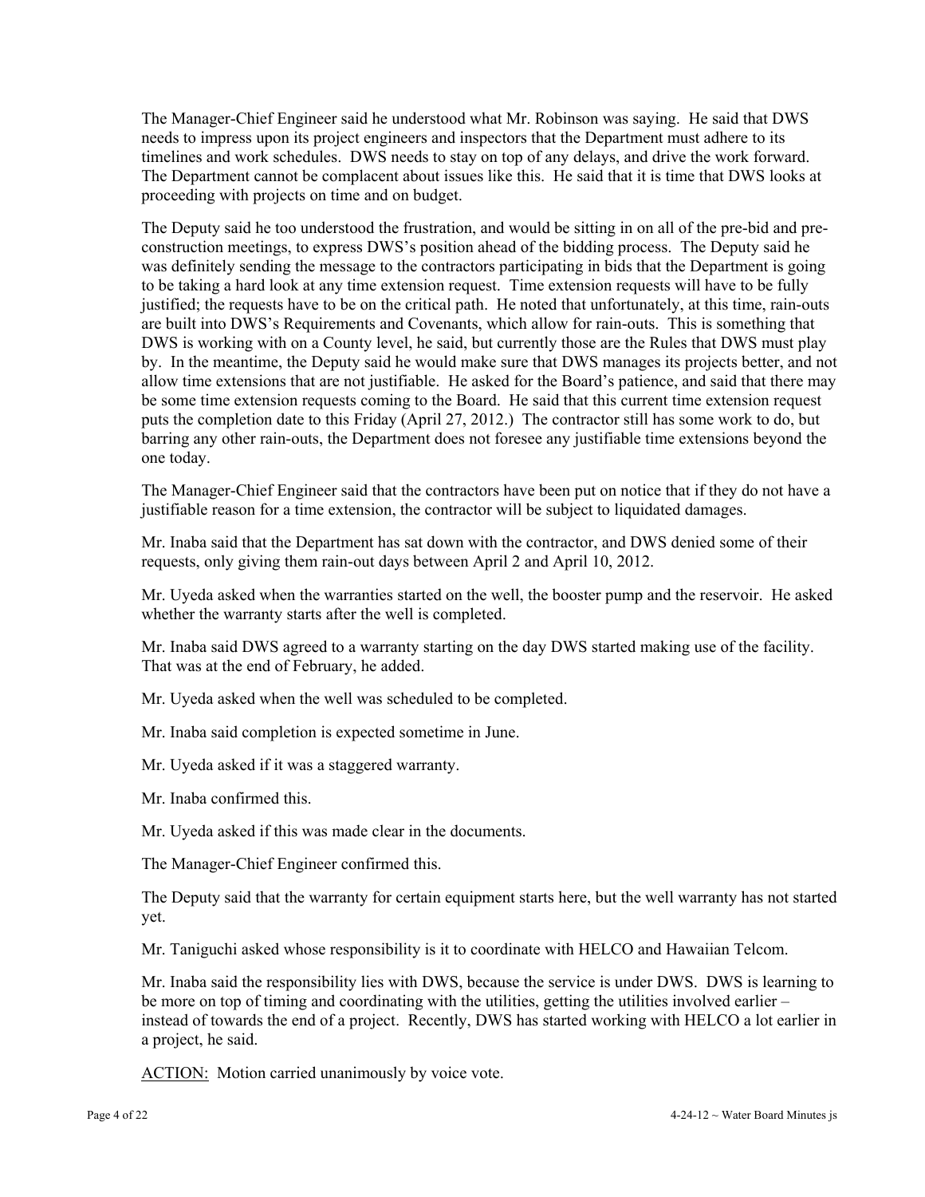The Manager-Chief Engineer said he understood what Mr. Robinson was saying. He said that DWS needs to impress upon its project engineers and inspectors that the Department must adhere to its timelines and work schedules. DWS needs to stay on top of any delays, and drive the work forward. The Department cannot be complacent about issues like this. He said that it is time that DWS looks at proceeding with projects on time and on budget.

The Deputy said he too understood the frustration, and would be sitting in on all of the pre-bid and pre-construction meetings, to express DWS's position ahead of the bidding process. The Deputy said he was definitely sending the message to the contractors participating in bids that the Department is going to be taking a hard look at any time extension request. Time extension requests will have to be fully justified; the requests have to be on the critical path. He noted that unfortunately, at this time, rain-outs are built into DWS's Requirements and Covenants, which allow for rain-outs. This is something that DWS is working with on a County level, he said, but currently those are the Rules that DWS must play by. In the meantime, the Deputy said he would make sure that DWS manages its projects better, and not allow time extensions that are not justifiable. He asked for the Board's patience, and said that there may be some time extension requests coming to the Board. He said that this current time extension request puts the completion date to this Friday (April 27, 2012.) The contractor still has some work to do, but barring any other rain-outs, the Department does not foresee any justifiable time extensions beyond the one today.

The Manager-Chief Engineer said that the contractors have been put on notice that if they do not have a justifiable reason for a time extension, the contractor will be subject to liquidated damages.

Mr. Inaba said that the Department has sat down with the contractor, and DWS denied some of their requests, only giving them rain-out days between April 2 and April 10, 2012.

Mr. Uyeda asked when the warranties started on the well, the booster pump and the reservoir. He asked whether the warranty starts after the well is completed.

Mr. Inaba said DWS agreed to a warranty starting on the day DWS started making use of the facility. That was at the end of February, he added.

Mr. Uyeda asked when the well was scheduled to be completed.

Mr. Inaba said completion is expected sometime in June.

Mr. Uyeda asked if it was a staggered warranty.

Mr. Inaba confirmed this.

Mr. Uyeda asked if this was made clear in the documents.

The Manager-Chief Engineer confirmed this.

The Deputy said that the warranty for certain equipment starts here, but the well warranty has not started yet.

Mr. Taniguchi asked whose responsibility is it to coordinate with HELCO and Hawaiian Telcom.

Mr. Inaba said the responsibility lies with DWS, because the service is under DWS. DWS is learning to be more on top of timing and coordinating with the utilities, getting the utilities involved earlier – instead of towards the end of a project. Recently, DWS has started working with HELCO a lot earlier in a project, he said.

<u>ACTION:</u> Motion carried unanimously by voice vote.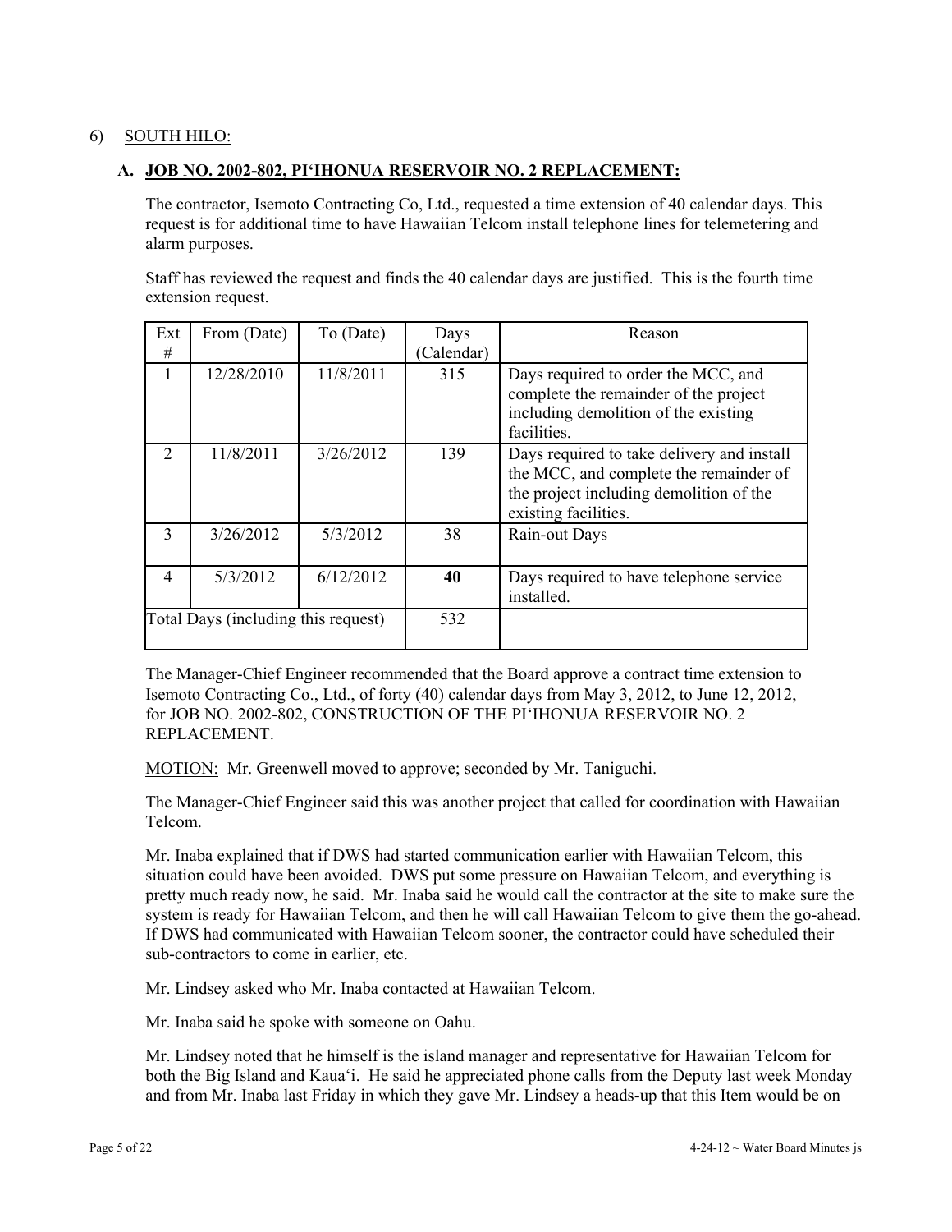6) SOUTH HILO:

**A. JOB NO. 2002-802, PI'IHONUA RESERVOIR NO. 2 REPLACEMENT:**

The contractor, Isemoto Contracting Co, Ltd., requested a time extension of 40 calendar days. This request is for additional time to have Hawaiian Telcom install telephone lines for telemetering and alarm purposes.

Staff has reviewed the request and finds the 40 calendar days are justified. This is the fourth time extension request.

| Ext # | From (Date) | To (Date) | Days (Calendar) | Reason |
|---|---|---|---|---|
| 1 | 12/28/2010 | 11/8/2011 | 315 | Days required to order the MCC, and complete the remainder of the project including demolition of the existing facilities. |
| 2 | 11/8/2011 | 3/26/2012 | 139 | Days required to take delivery and install the MCC, and complete the remainder of the project including demolition of the existing facilities. |
| 3 | 3/26/2012 | 5/3/2012 | 38 | Rain-out Days |
| 4 | 5/3/2012 | 6/12/2012 | **40** | Days required to have telephone service installed. |
| Total Days (including this request) | | | 532 | |

The Manager-Chief Engineer recommended that the Board approve a contract time extension to Isemoto Contracting Co., Ltd., of forty (40) calendar days from May 3, 2012, to June 12, 2012, for JOB NO. 2002-802, CONSTRUCTION OF THE PI'IHONUA RESERVOIR NO. 2 REPLACEMENT.

MOTION: Mr. Greenwell moved to approve; seconded by Mr. Taniguchi.

The Manager-Chief Engineer said this was another project that called for coordination with Hawaiian Telcom.

Mr. Inaba explained that if DWS had started communication earlier with Hawaiian Telcom, this situation could have been avoided. DWS put some pressure on Hawaiian Telcom, and everything is pretty much ready now, he said. Mr. Inaba said he would call the contractor at the site to make sure the system is ready for Hawaiian Telcom, and then he will call Hawaiian Telcom to give them the go-ahead. If DWS had communicated with Hawaiian Telcom sooner, the contractor could have scheduled their sub-contractors to come in earlier, etc.

Mr. Lindsey asked who Mr. Inaba contacted at Hawaiian Telcom.

Mr. Inaba said he spoke with someone on Oahu.

Mr. Lindsey noted that he himself is the island manager and representative for Hawaiian Telcom for both the Big Island and Kaua'i. He said he appreciated phone calls from the Deputy last week Monday and from Mr. Inaba last Friday in which they gave Mr. Lindsey a heads-up that this Item would be on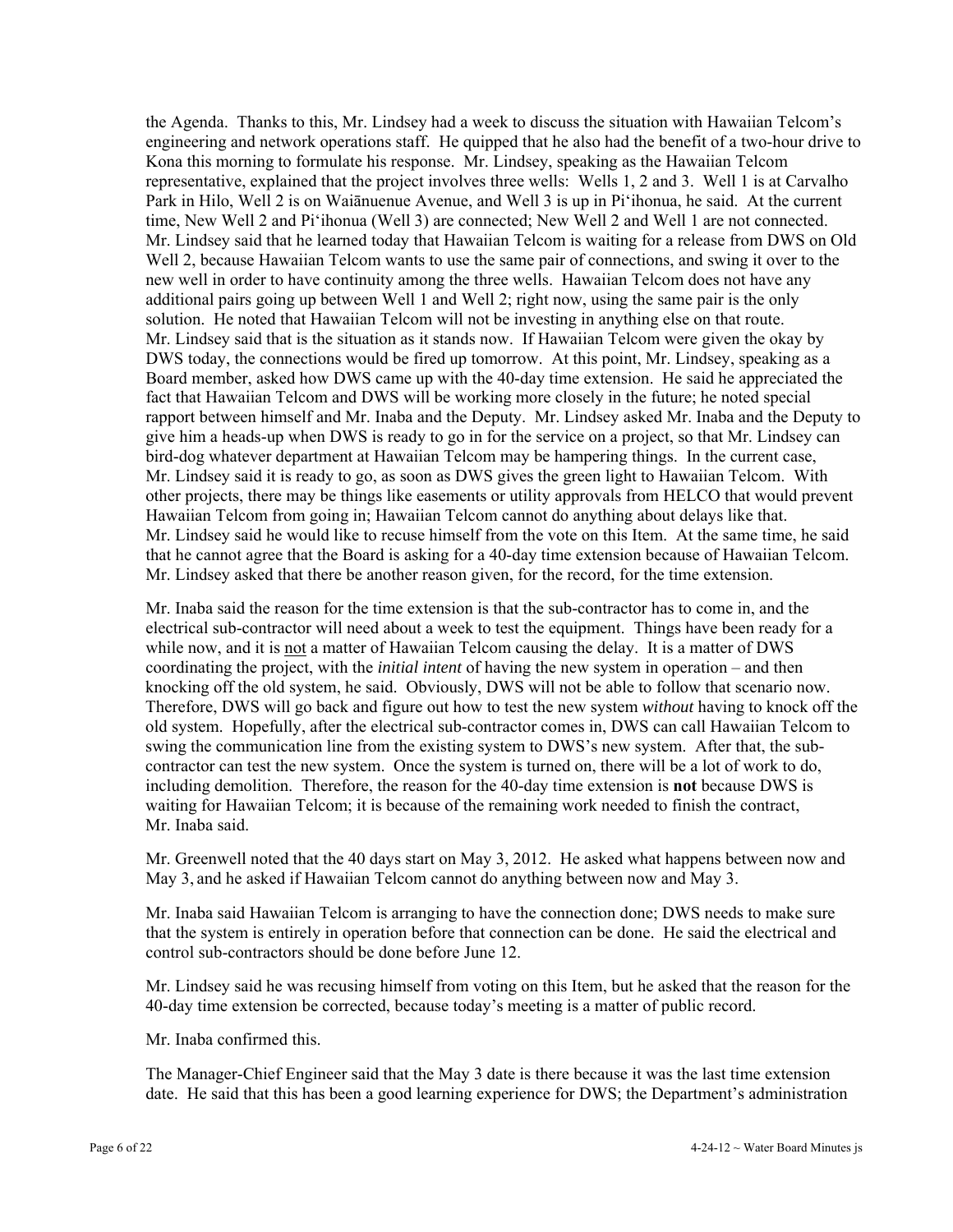the Agenda. Thanks to this, Mr. Lindsey had a week to discuss the situation with Hawaiian Telcom's engineering and network operations staff. He quipped that he also had the benefit of a two-hour drive to Kona this morning to formulate his response. Mr. Lindsey, speaking as the Hawaiian Telcom representative, explained that the project involves three wells: Wells 1, 2 and 3. Well 1 is at Carvalho Park in Hilo, Well 2 is on Waiānuenue Avenue, and Well 3 is up in Pi'ihonua, he said. At the current time, New Well 2 and Pi'ihonua (Well 3) are connected; New Well 2 and Well 1 are not connected. Mr. Lindsey said that he learned today that Hawaiian Telcom is waiting for a release from DWS on Old Well 2, because Hawaiian Telcom wants to use the same pair of connections, and swing it over to the new well in order to have continuity among the three wells. Hawaiian Telcom does not have any additional pairs going up between Well 1 and Well 2; right now, using the same pair is the only solution. He noted that Hawaiian Telcom will not be investing in anything else on that route. Mr. Lindsey said that is the situation as it stands now. If Hawaiian Telcom were given the okay by DWS today, the connections would be fired up tomorrow. At this point, Mr. Lindsey, speaking as a Board member, asked how DWS came up with the 40-day time extension. He said he appreciated the fact that Hawaiian Telcom and DWS will be working more closely in the future; he noted special rapport between himself and Mr. Inaba and the Deputy. Mr. Lindsey asked Mr. Inaba and the Deputy to give him a heads-up when DWS is ready to go in for the service on a project, so that Mr. Lindsey can bird-dog whatever department at Hawaiian Telcom may be hampering things. In the current case, Mr. Lindsey said it is ready to go, as soon as DWS gives the green light to Hawaiian Telcom. With other projects, there may be things like easements or utility approvals from HELCO that would prevent Hawaiian Telcom from going in; Hawaiian Telcom cannot do anything about delays like that. Mr. Lindsey said he would like to recuse himself from the vote on this Item. At the same time, he said that he cannot agree that the Board is asking for a 40-day time extension because of Hawaiian Telcom. Mr. Lindsey asked that there be another reason given, for the record, for the time extension.

Mr. Inaba said the reason for the time extension is that the sub-contractor has to come in, and the electrical sub-contractor will need about a week to test the equipment. Things have been ready for a while now, and it is <u>not</u> a matter of Hawaiian Telcom causing the delay. It is a matter of DWS coordinating the project, with the *initial intent* of having the new system in operation – and then knocking off the old system, he said. Obviously, DWS will not be able to follow that scenario now. Therefore, DWS will go back and figure out how to test the new system *without* having to knock off the old system. Hopefully, after the electrical sub-contractor comes in, DWS can call Hawaiian Telcom to swing the communication line from the existing system to DWS's new system. After that, the sub-contractor can test the new system. Once the system is turned on, there will be a lot of work to do, including demolition. Therefore, the reason for the 40-day time extension is **not** because DWS is waiting for Hawaiian Telcom; it is because of the remaining work needed to finish the contract, Mr. Inaba said.

Mr. Greenwell noted that the 40 days start on May 3, 2012. He asked what happens between now and May 3, and he asked if Hawaiian Telcom cannot do anything between now and May 3.

Mr. Inaba said Hawaiian Telcom is arranging to have the connection done; DWS needs to make sure that the system is entirely in operation before that connection can be done. He said the electrical and control sub-contractors should be done before June 12.

Mr. Lindsey said he was recusing himself from voting on this Item, but he asked that the reason for the 40-day time extension be corrected, because today's meeting is a matter of public record.

Mr. Inaba confirmed this.

The Manager-Chief Engineer said that the May 3 date is there because it was the last time extension date. He said that this has been a good learning experience for DWS; the Department's administration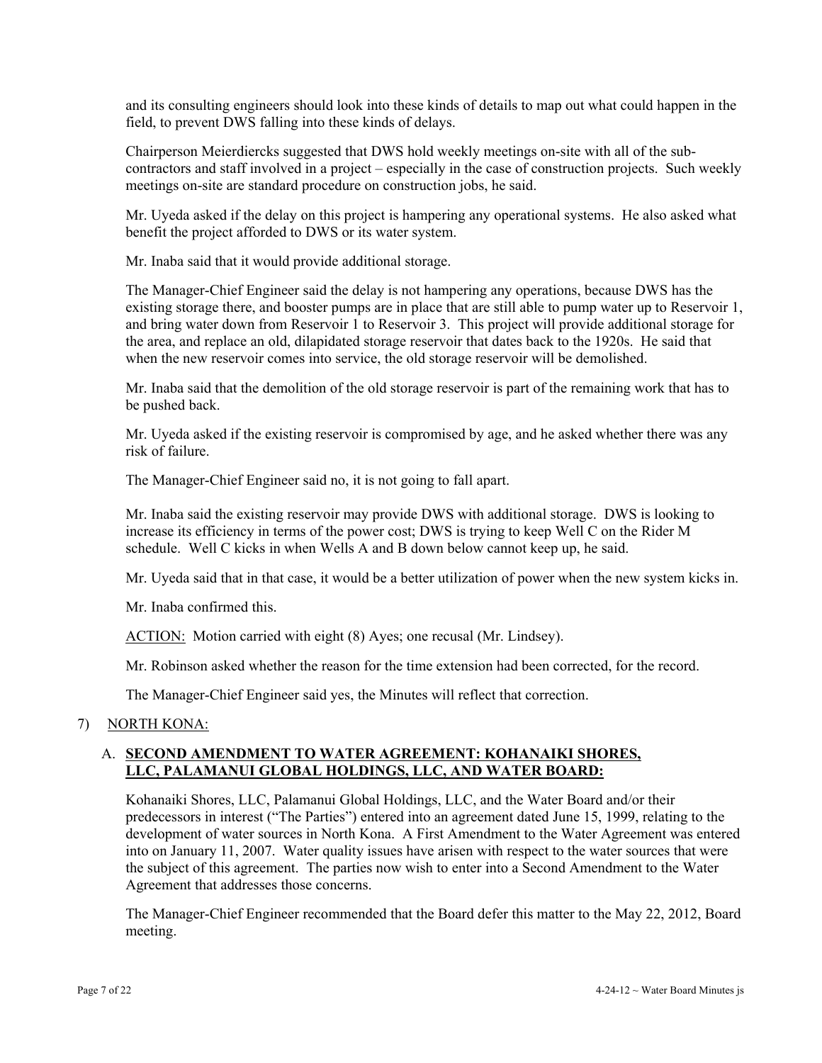and its consulting engineers should look into these kinds of details to map out what could happen in the field, to prevent DWS falling into these kinds of delays.

Chairperson Meierdiercks suggested that DWS hold weekly meetings on-site with all of the sub-contractors and staff involved in a project – especially in the case of construction projects. Such weekly meetings on-site are standard procedure on construction jobs, he said.

Mr. Uyeda asked if the delay on this project is hampering any operational systems. He also asked what benefit the project afforded to DWS or its water system.

Mr. Inaba said that it would provide additional storage.

The Manager-Chief Engineer said the delay is not hampering any operations, because DWS has the existing storage there, and booster pumps are in place that are still able to pump water up to Reservoir 1, and bring water down from Reservoir 1 to Reservoir 3. This project will provide additional storage for the area, and replace an old, dilapidated storage reservoir that dates back to the 1920s. He said that when the new reservoir comes into service, the old storage reservoir will be demolished.

Mr. Inaba said that the demolition of the old storage reservoir is part of the remaining work that has to be pushed back.

Mr. Uyeda asked if the existing reservoir is compromised by age, and he asked whether there was any risk of failure.

The Manager-Chief Engineer said no, it is not going to fall apart.

Mr. Inaba said the existing reservoir may provide DWS with additional storage. DWS is looking to increase its efficiency in terms of the power cost; DWS is trying to keep Well C on the Rider M schedule. Well C kicks in when Wells A and B down below cannot keep up, he said.

Mr. Uyeda said that in that case, it would be a better utilization of power when the new system kicks in.

Mr. Inaba confirmed this.

ACTION: Motion carried with eight (8) Ayes; one recusal (Mr. Lindsey).

Mr. Robinson asked whether the reason for the time extension had been corrected, for the record.

The Manager-Chief Engineer said yes, the Minutes will reflect that correction.

7) NORTH KONA:

A. **SECOND AMENDMENT TO WATER AGREEMENT: KOHANAIKI SHORES, LLC, PALAMANUI GLOBAL HOLDINGS, LLC, AND WATER BOARD:**

Kohanaiki Shores, LLC, Palamanui Global Holdings, LLC, and the Water Board and/or their predecessors in interest ("The Parties") entered into an agreement dated June 15, 1999, relating to the development of water sources in North Kona. A First Amendment to the Water Agreement was entered into on January 11, 2007. Water quality issues have arisen with respect to the water sources that were the subject of this agreement. The parties now wish to enter into a Second Amendment to the Water Agreement that addresses those concerns.

The Manager-Chief Engineer recommended that the Board defer this matter to the May 22, 2012, Board meeting.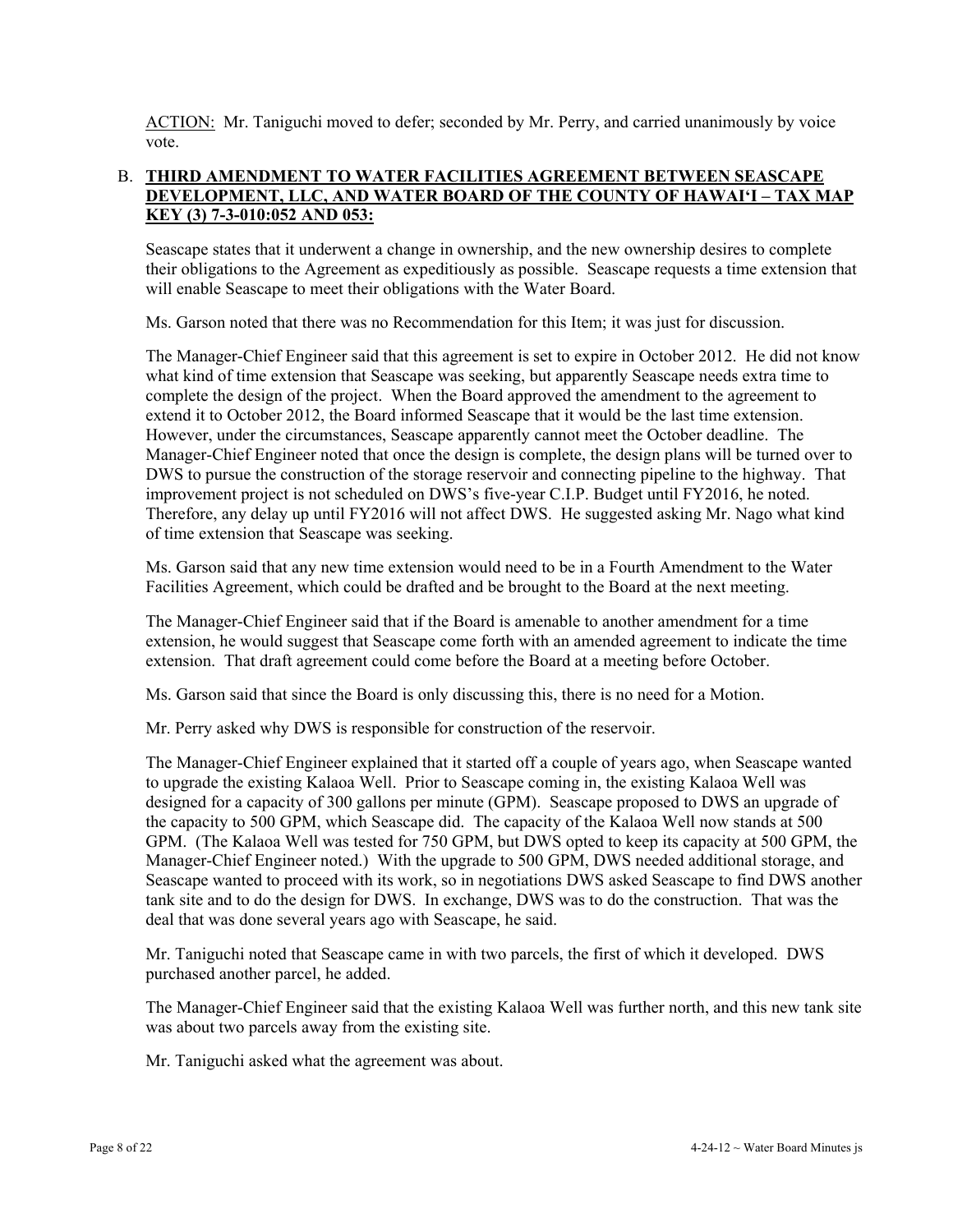ACTION: Mr. Taniguchi moved to defer; seconded by Mr. Perry, and carried unanimously by voice vote.

B. **THIRD AMENDMENT TO WATER FACILITIES AGREEMENT BETWEEN SEASCAPE DEVELOPMENT, LLC, AND WATER BOARD OF THE COUNTY OF HAWAI'I – TAX MAP KEY (3) 7-3-010:052 AND 053:**

Seascape states that it underwent a change in ownership, and the new ownership desires to complete their obligations to the Agreement as expeditiously as possible. Seascape requests a time extension that will enable Seascape to meet their obligations with the Water Board.

Ms. Garson noted that there was no Recommendation for this Item; it was just for discussion.

The Manager-Chief Engineer said that this agreement is set to expire in October 2012. He did not know what kind of time extension that Seascape was seeking, but apparently Seascape needs extra time to complete the design of the project. When the Board approved the amendment to the agreement to extend it to October 2012, the Board informed Seascape that it would be the last time extension. However, under the circumstances, Seascape apparently cannot meet the October deadline. The Manager-Chief Engineer noted that once the design is complete, the design plans will be turned over to DWS to pursue the construction of the storage reservoir and connecting pipeline to the highway. That improvement project is not scheduled on DWS's five-year C.I.P. Budget until FY2016, he noted. Therefore, any delay up until FY2016 will not affect DWS. He suggested asking Mr. Nago what kind of time extension that Seascape was seeking.

Ms. Garson said that any new time extension would need to be in a Fourth Amendment to the Water Facilities Agreement, which could be drafted and be brought to the Board at the next meeting.

The Manager-Chief Engineer said that if the Board is amenable to another amendment for a time extension, he would suggest that Seascape come forth with an amended agreement to indicate the time extension. That draft agreement could come before the Board at a meeting before October.

Ms. Garson said that since the Board is only discussing this, there is no need for a Motion.

Mr. Perry asked why DWS is responsible for construction of the reservoir.

The Manager-Chief Engineer explained that it started off a couple of years ago, when Seascape wanted to upgrade the existing Kalaoa Well. Prior to Seascape coming in, the existing Kalaoa Well was designed for a capacity of 300 gallons per minute (GPM). Seascape proposed to DWS an upgrade of the capacity to 500 GPM, which Seascape did. The capacity of the Kalaoa Well now stands at 500 GPM. (The Kalaoa Well was tested for 750 GPM, but DWS opted to keep its capacity at 500 GPM, the Manager-Chief Engineer noted.) With the upgrade to 500 GPM, DWS needed additional storage, and Seascape wanted to proceed with its work, so in negotiations DWS asked Seascape to find DWS another tank site and to do the design for DWS. In exchange, DWS was to do the construction. That was the deal that was done several years ago with Seascape, he said.

Mr. Taniguchi noted that Seascape came in with two parcels, the first of which it developed. DWS purchased another parcel, he added.

The Manager-Chief Engineer said that the existing Kalaoa Well was further north, and this new tank site was about two parcels away from the existing site.

Mr. Taniguchi asked what the agreement was about.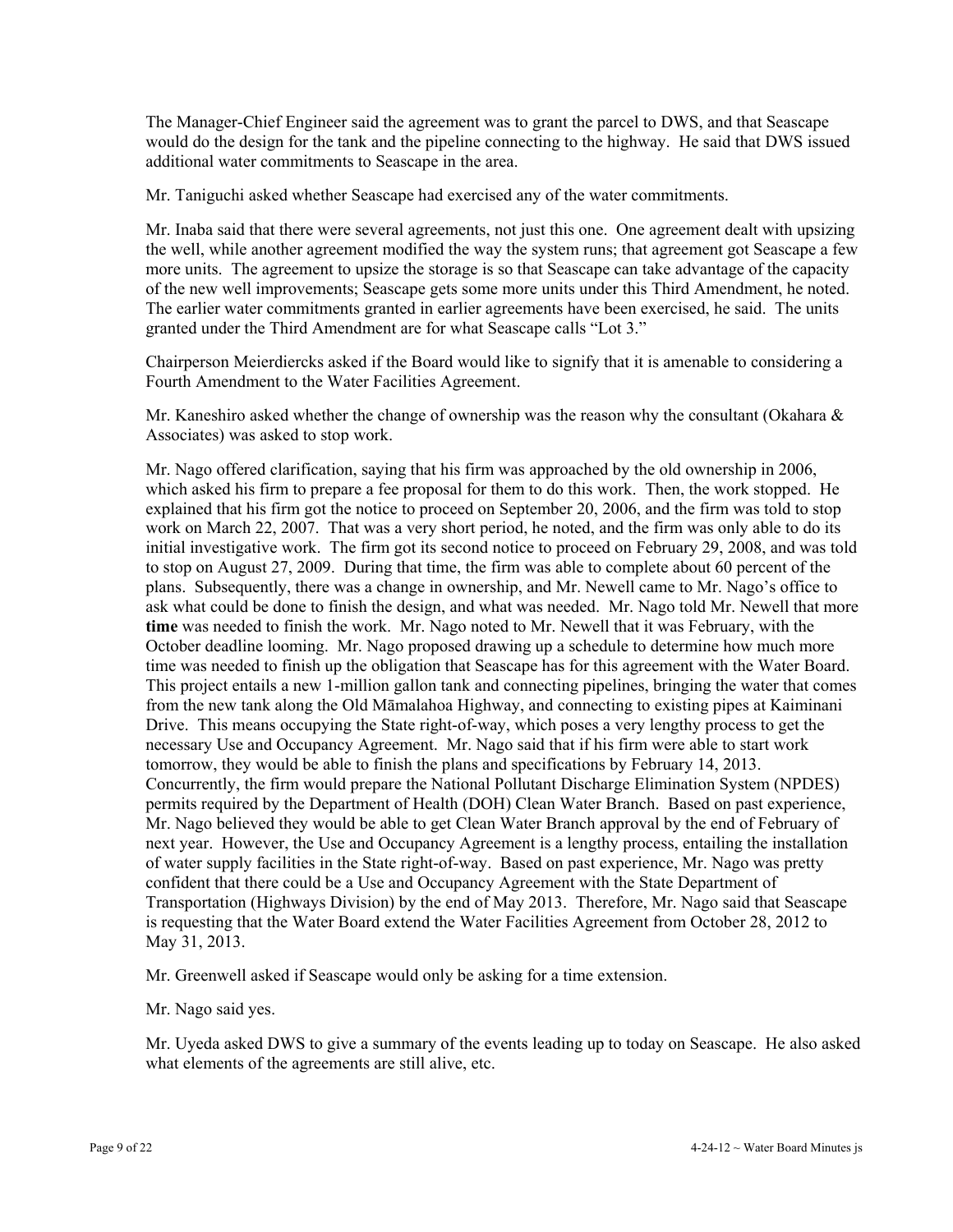The Manager-Chief Engineer said the agreement was to grant the parcel to DWS, and that Seascape would do the design for the tank and the pipeline connecting to the highway. He said that DWS issued additional water commitments to Seascape in the area.

Mr. Taniguchi asked whether Seascape had exercised any of the water commitments.

Mr. Inaba said that there were several agreements, not just this one. One agreement dealt with upsizing the well, while another agreement modified the way the system runs; that agreement got Seascape a few more units. The agreement to upsize the storage is so that Seascape can take advantage of the capacity of the new well improvements; Seascape gets some more units under this Third Amendment, he noted. The earlier water commitments granted in earlier agreements have been exercised, he said. The units granted under the Third Amendment are for what Seascape calls "Lot 3."

Chairperson Meierdiercks asked if the Board would like to signify that it is amenable to considering a Fourth Amendment to the Water Facilities Agreement.

Mr. Kaneshiro asked whether the change of ownership was the reason why the consultant (Okahara & Associates) was asked to stop work.

Mr. Nago offered clarification, saying that his firm was approached by the old ownership in 2006, which asked his firm to prepare a fee proposal for them to do this work. Then, the work stopped. He explained that his firm got the notice to proceed on September 20, 2006, and the firm was told to stop work on March 22, 2007. That was a very short period, he noted, and the firm was only able to do its initial investigative work. The firm got its second notice to proceed on February 29, 2008, and was told to stop on August 27, 2009. During that time, the firm was able to complete about 60 percent of the plans. Subsequently, there was a change in ownership, and Mr. Newell came to Mr. Nago's office to ask what could be done to finish the design, and what was needed. Mr. Nago told Mr. Newell that more **time** was needed to finish the work. Mr. Nago noted to Mr. Newell that it was February, with the October deadline looming. Mr. Nago proposed drawing up a schedule to determine how much more time was needed to finish up the obligation that Seascape has for this agreement with the Water Board. This project entails a new 1-million gallon tank and connecting pipelines, bringing the water that comes from the new tank along the Old Māmalahoa Highway, and connecting to existing pipes at Kaiminani Drive. This means occupying the State right-of-way, which poses a very lengthy process to get the necessary Use and Occupancy Agreement. Mr. Nago said that if his firm were able to start work tomorrow, they would be able to finish the plans and specifications by February 14, 2013. Concurrently, the firm would prepare the National Pollutant Discharge Elimination System (NPDES) permits required by the Department of Health (DOH) Clean Water Branch. Based on past experience, Mr. Nago believed they would be able to get Clean Water Branch approval by the end of February of next year. However, the Use and Occupancy Agreement is a lengthy process, entailing the installation of water supply facilities in the State right-of-way. Based on past experience, Mr. Nago was pretty confident that there could be a Use and Occupancy Agreement with the State Department of Transportation (Highways Division) by the end of May 2013. Therefore, Mr. Nago said that Seascape is requesting that the Water Board extend the Water Facilities Agreement from October 28, 2012 to May 31, 2013.

Mr. Greenwell asked if Seascape would only be asking for a time extension.

Mr. Nago said yes.

Mr. Uyeda asked DWS to give a summary of the events leading up to today on Seascape. He also asked what elements of the agreements are still alive, etc.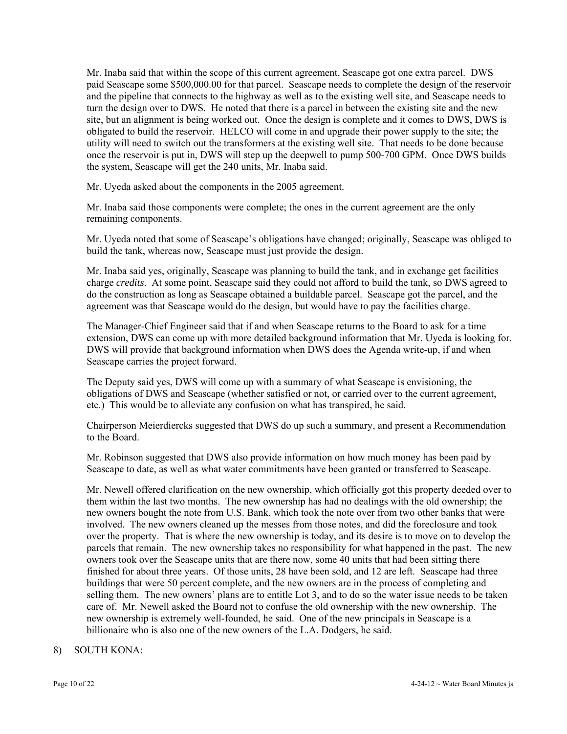Mr. Inaba said that within the scope of this current agreement, Seascape got one extra parcel. DWS paid Seascape some $500,000.00 for that parcel. Seascape needs to complete the design of the reservoir and the pipeline that connects to the highway as well as to the existing well site, and Seascape needs to turn the design over to DWS. He noted that there is a parcel in between the existing site and the new site, but an alignment is being worked out. Once the design is complete and it comes to DWS, DWS is obligated to build the reservoir. HELCO will come in and upgrade their power supply to the site; the utility will need to switch out the transformers at the existing well site. That needs to be done because once the reservoir is put in, DWS will step up the deepwell to pump 500-700 GPM. Once DWS builds the system, Seascape will get the 240 units, Mr. Inaba said.

Mr. Uyeda asked about the components in the 2005 agreement.

Mr. Inaba said those components were complete; the ones in the current agreement are the only remaining components.

Mr. Uyeda noted that some of Seascape's obligations have changed; originally, Seascape was obliged to build the tank, whereas now, Seascape must just provide the design.

Mr. Inaba said yes, originally, Seascape was planning to build the tank, and in exchange get facilities charge *credits*. At some point, Seascape said they could not afford to build the tank, so DWS agreed to do the construction as long as Seascape obtained a buildable parcel. Seascape got the parcel, and the agreement was that Seascape would do the design, but would have to pay the facilities charge.

The Manager-Chief Engineer said that if and when Seascape returns to the Board to ask for a time extension, DWS can come up with more detailed background information that Mr. Uyeda is looking for. DWS will provide that background information when DWS does the Agenda write-up, if and when Seascape carries the project forward.

The Deputy said yes, DWS will come up with a summary of what Seascape is envisioning, the obligations of DWS and Seascape (whether satisfied or not, or carried over to the current agreement, etc.) This would be to alleviate any confusion on what has transpired, he said.

Chairperson Meierdiercks suggested that DWS do up such a summary, and present a Recommendation to the Board.

Mr. Robinson suggested that DWS also provide information on how much money has been paid by Seascape to date, as well as what water commitments have been granted or transferred to Seascape.

Mr. Newell offered clarification on the new ownership, which officially got this property deeded over to them within the last two months. The new ownership has had no dealings with the old ownership; the new owners bought the note from U.S. Bank, which took the note over from two other banks that were involved. The new owners cleaned up the messes from those notes, and did the foreclosure and took over the property. That is where the new ownership is today, and its desire is to move on to develop the parcels that remain. The new ownership takes no responsibility for what happened in the past. The new owners took over the Seascape units that are there now, some 40 units that had been sitting there finished for about three years. Of those units, 28 have been sold, and 12 are left. Seascape had three buildings that were 50 percent complete, and the new owners are in the process of completing and selling them. The new owners' plans are to entitle Lot 3, and to do so the water issue needs to be taken care of. Mr. Newell asked the Board not to confuse the old ownership with the new ownership. The new ownership is extremely well-founded, he said. One of the new principals in Seascape is a billionaire who is also one of the new owners of the L.A. Dodgers, he said.

8) SOUTH KONA: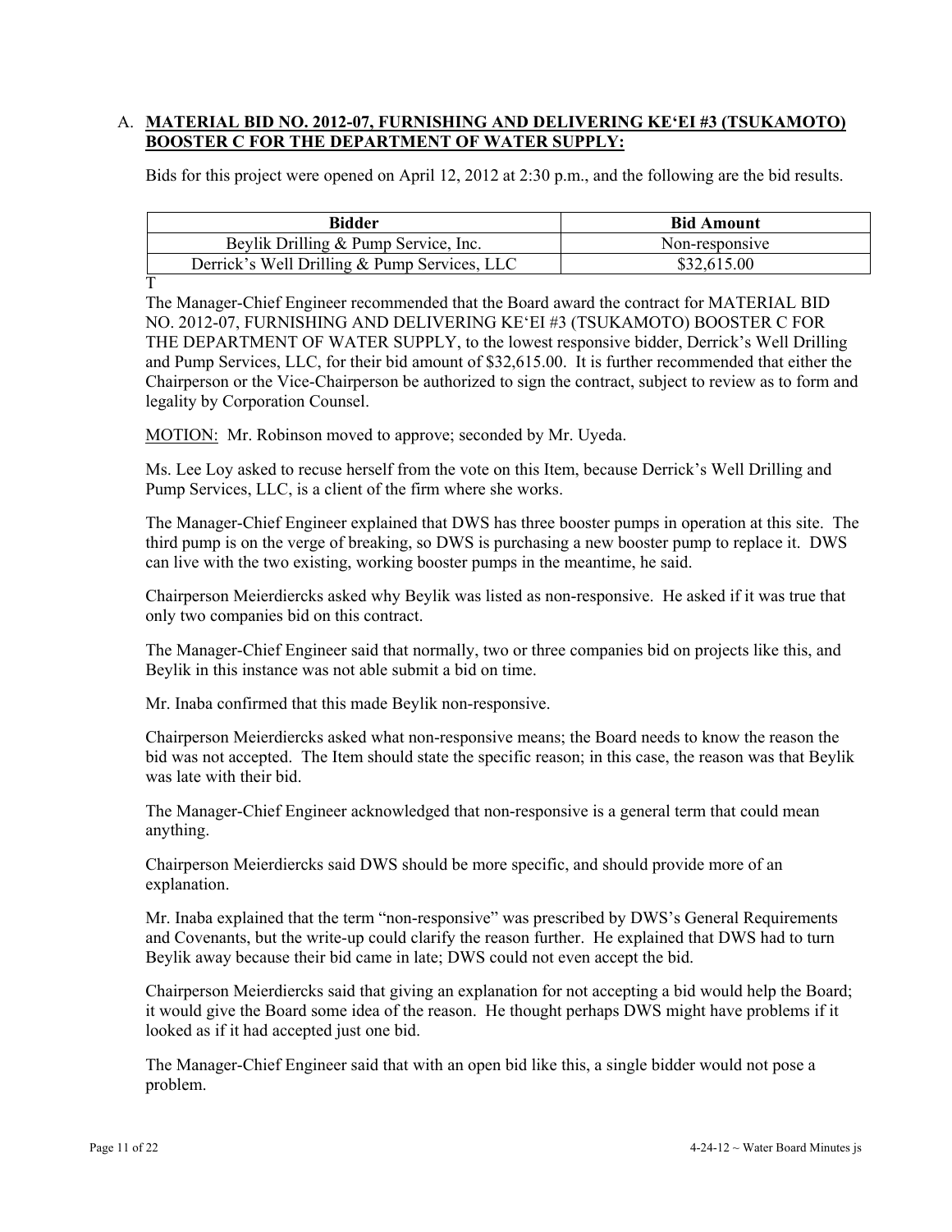A. **MATERIAL BID NO. 2012-07, FURNISHING AND DELIVERING KE'EI #3 (TSUKAMOTO) BOOSTER C FOR THE DEPARTMENT OF WATER SUPPLY:**

Bids for this project were opened on April 12, 2012 at 2:30 p.m., and the following are the bid results.

| Bidder | Bid Amount |
|---|---|
| Beylik Drilling & Pump Service, Inc. | Non-responsive |
| Derrick's Well Drilling & Pump Services, LLC | $32,615.00 |

T

The Manager-Chief Engineer recommended that the Board award the contract for MATERIAL BID NO. 2012-07, FURNISHING AND DELIVERING KE'EI #3 (TSUKAMOTO) BOOSTER C FOR THE DEPARTMENT OF WATER SUPPLY, to the lowest responsive bidder, Derrick's Well Drilling and Pump Services, LLC, for their bid amount of $32,615.00. It is further recommended that either the Chairperson or the Vice-Chairperson be authorized to sign the contract, subject to review as to form and legality by Corporation Counsel.

MOTION: Mr. Robinson moved to approve; seconded by Mr. Uyeda.

Ms. Lee Loy asked to recuse herself from the vote on this Item, because Derrick's Well Drilling and Pump Services, LLC, is a client of the firm where she works.

The Manager-Chief Engineer explained that DWS has three booster pumps in operation at this site. The third pump is on the verge of breaking, so DWS is purchasing a new booster pump to replace it. DWS can live with the two existing, working booster pumps in the meantime, he said.

Chairperson Meierdiercks asked why Beylik was listed as non-responsive. He asked if it was true that only two companies bid on this contract.

The Manager-Chief Engineer said that normally, two or three companies bid on projects like this, and Beylik in this instance was not able submit a bid on time.

Mr. Inaba confirmed that this made Beylik non-responsive.

Chairperson Meierdiercks asked what non-responsive means; the Board needs to know the reason the bid was not accepted. The Item should state the specific reason; in this case, the reason was that Beylik was late with their bid.

The Manager-Chief Engineer acknowledged that non-responsive is a general term that could mean anything.

Chairperson Meierdiercks said DWS should be more specific, and should provide more of an explanation.

Mr. Inaba explained that the term "non-responsive" was prescribed by DWS's General Requirements and Covenants, but the write-up could clarify the reason further. He explained that DWS had to turn Beylik away because their bid came in late; DWS could not even accept the bid.

Chairperson Meierdiercks said that giving an explanation for not accepting a bid would help the Board; it would give the Board some idea of the reason. He thought perhaps DWS might have problems if it looked as if it had accepted just one bid.

The Manager-Chief Engineer said that with an open bid like this, a single bidder would not pose a problem.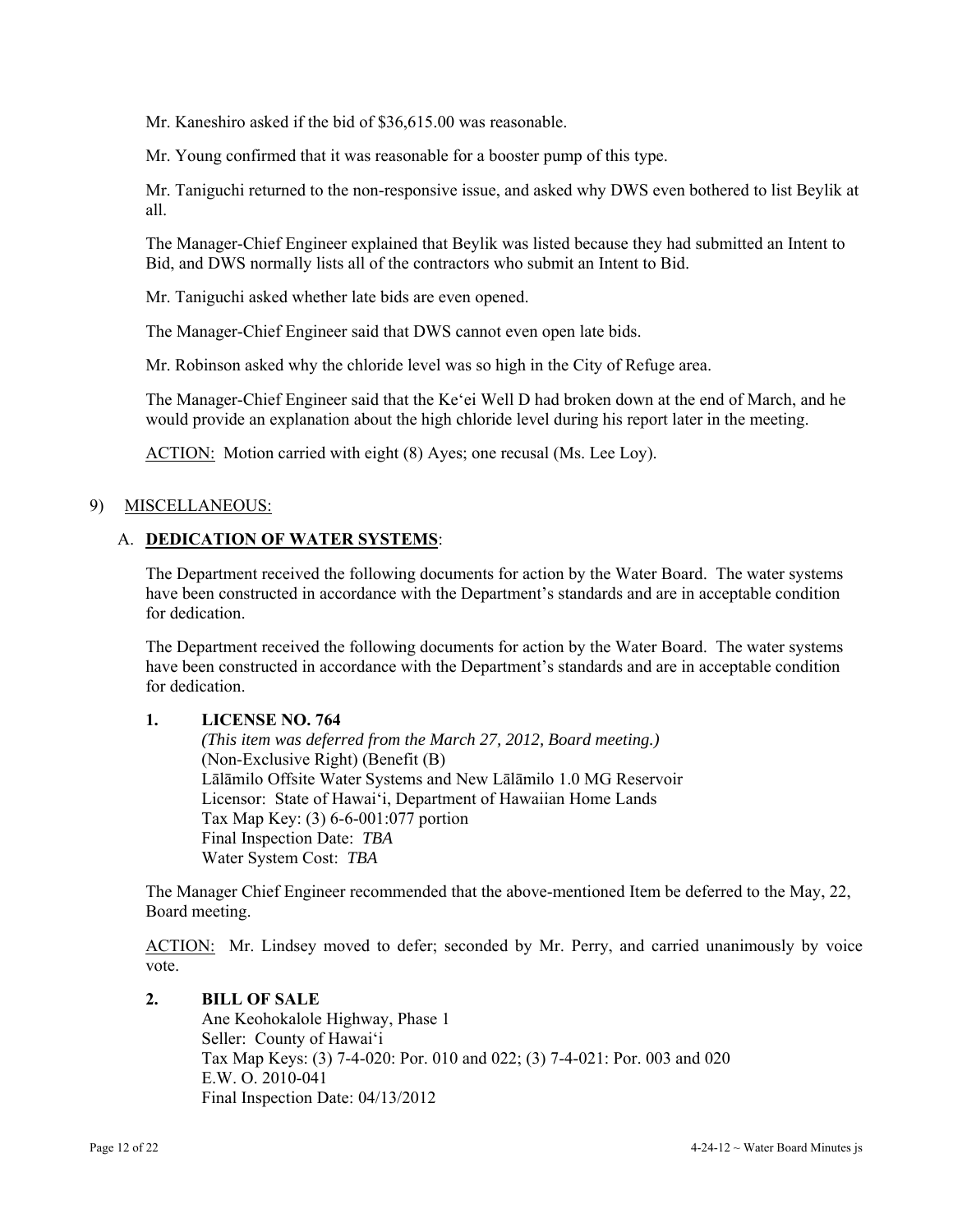Mr. Kaneshiro asked if the bid of $36,615.00 was reasonable.

Mr. Young confirmed that it was reasonable for a booster pump of this type.

Mr. Taniguchi returned to the non-responsive issue, and asked why DWS even bothered to list Beylik at all.

The Manager-Chief Engineer explained that Beylik was listed because they had submitted an Intent to Bid, and DWS normally lists all of the contractors who submit an Intent to Bid.

Mr. Taniguchi asked whether late bids are even opened.

The Manager-Chief Engineer said that DWS cannot even open late bids.

Mr. Robinson asked why the chloride level was so high in the City of Refuge area.

The Manager-Chief Engineer said that the Ke'ei Well D had broken down at the end of March, and he would provide an explanation about the high chloride level during his report later in the meeting.

ACTION: Motion carried with eight (8) Ayes; one recusal (Ms. Lee Loy).

9) MISCELLANEOUS:

A. **DEDICATION OF WATER SYSTEMS**:

The Department received the following documents for action by the Water Board. The water systems have been constructed in accordance with the Department's standards and are in acceptable condition for dedication.

The Department received the following documents for action by the Water Board. The water systems have been constructed in accordance with the Department's standards and are in acceptable condition for dedication.

**1. LICENSE NO. 764**

*(This item was deferred from the March 27, 2012, Board meeting.)*
(Non-Exclusive Right) (Benefit (B)
Lālāmilo Offsite Water Systems and New Lālāmilo 1.0 MG Reservoir
Licensor: State of Hawai'i, Department of Hawaiian Home Lands
Tax Map Key: (3) 6-6-001:077 portion
Final Inspection Date: *TBA*
Water System Cost: *TBA*

The Manager Chief Engineer recommended that the above-mentioned Item be deferred to the May, 22, Board meeting.

ACTION: Mr. Lindsey moved to defer; seconded by Mr. Perry, and carried unanimously by voice vote.

**2. BILL OF SALE**

Ane Keohokalole Highway, Phase 1
Seller: County of Hawai'i
Tax Map Keys: (3) 7-4-020: Por. 010 and 022; (3) 7-4-021: Por. 003 and 020
E.W. O. 2010-041
Final Inspection Date: 04/13/2012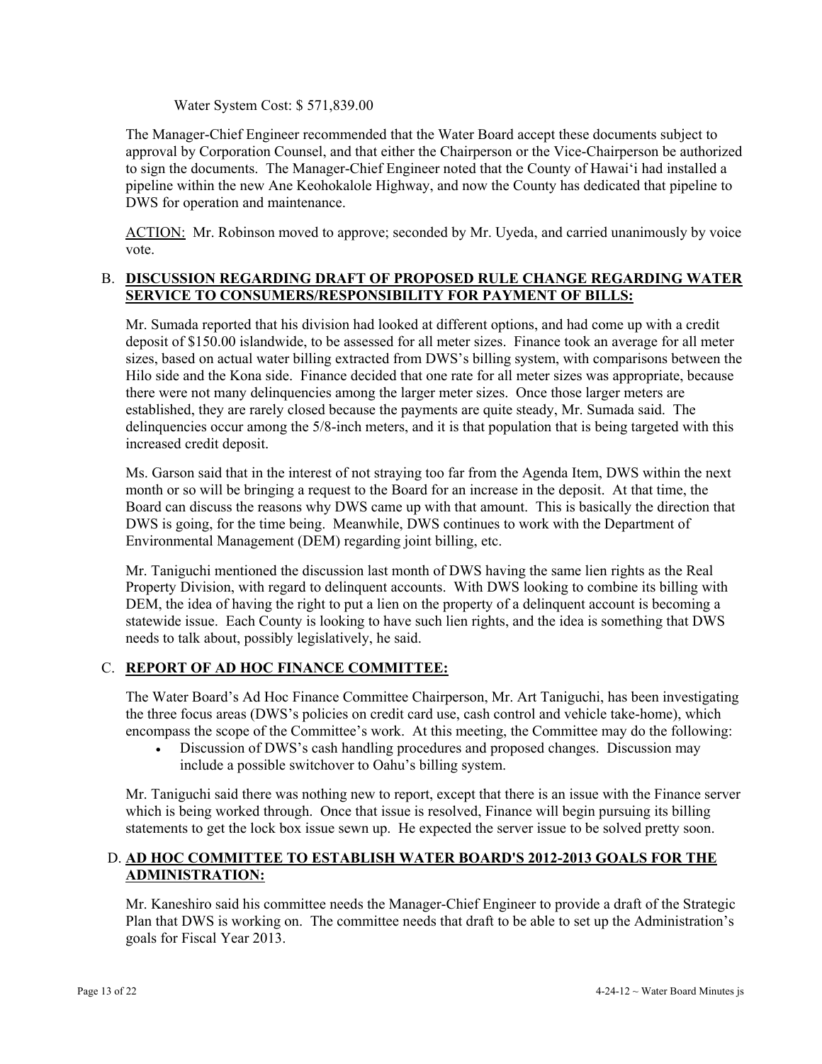Water System Cost: $ 571,839.00

The Manager-Chief Engineer recommended that the Water Board accept these documents subject to approval by Corporation Counsel, and that either the Chairperson or the Vice-Chairperson be authorized to sign the documents. The Manager-Chief Engineer noted that the County of Hawai'i had installed a pipeline within the new Ane Keohokalole Highway, and now the County has dedicated that pipeline to DWS for operation and maintenance.

ACTION: Mr. Robinson moved to approve; seconded by Mr. Uyeda, and carried unanimously by voice vote.

B. **DISCUSSION REGARDING DRAFT OF PROPOSED RULE CHANGE REGARDING WATER SERVICE TO CONSUMERS/RESPONSIBILITY FOR PAYMENT OF BILLS:**

Mr. Sumada reported that his division had looked at different options, and had come up with a credit deposit of $150.00 islandwide, to be assessed for all meter sizes. Finance took an average for all meter sizes, based on actual water billing extracted from DWS's billing system, with comparisons between the Hilo side and the Kona side. Finance decided that one rate for all meter sizes was appropriate, because there were not many delinquencies among the larger meter sizes. Once those larger meters are established, they are rarely closed because the payments are quite steady, Mr. Sumada said. The delinquencies occur among the 5/8-inch meters, and it is that population that is being targeted with this increased credit deposit.

Ms. Garson said that in the interest of not straying too far from the Agenda Item, DWS within the next month or so will be bringing a request to the Board for an increase in the deposit. At that time, the Board can discuss the reasons why DWS came up with that amount. This is basically the direction that DWS is going, for the time being. Meanwhile, DWS continues to work with the Department of Environmental Management (DEM) regarding joint billing, etc.

Mr. Taniguchi mentioned the discussion last month of DWS having the same lien rights as the Real Property Division, with regard to delinquent accounts. With DWS looking to combine its billing with DEM, the idea of having the right to put a lien on the property of a delinquent account is becoming a statewide issue. Each County is looking to have such lien rights, and the idea is something that DWS needs to talk about, possibly legislatively, he said.

C. **REPORT OF AD HOC FINANCE COMMITTEE:**

The Water Board's Ad Hoc Finance Committee Chairperson, Mr. Art Taniguchi, has been investigating the three focus areas (DWS's policies on credit card use, cash control and vehicle take-home), which encompass the scope of the Committee's work. At this meeting, the Committee may do the following:

- Discussion of DWS's cash handling procedures and proposed changes. Discussion may include a possible switchover to Oahu's billing system.

Mr. Taniguchi said there was nothing new to report, except that there is an issue with the Finance server which is being worked through. Once that issue is resolved, Finance will begin pursuing its billing statements to get the lock box issue sewn up. He expected the server issue to be solved pretty soon.

D. **AD HOC COMMITTEE TO ESTABLISH WATER BOARD'S 2012-2013 GOALS FOR THE ADMINISTRATION:**

Mr. Kaneshiro said his committee needs the Manager-Chief Engineer to provide a draft of the Strategic Plan that DWS is working on. The committee needs that draft to be able to set up the Administration's goals for Fiscal Year 2013.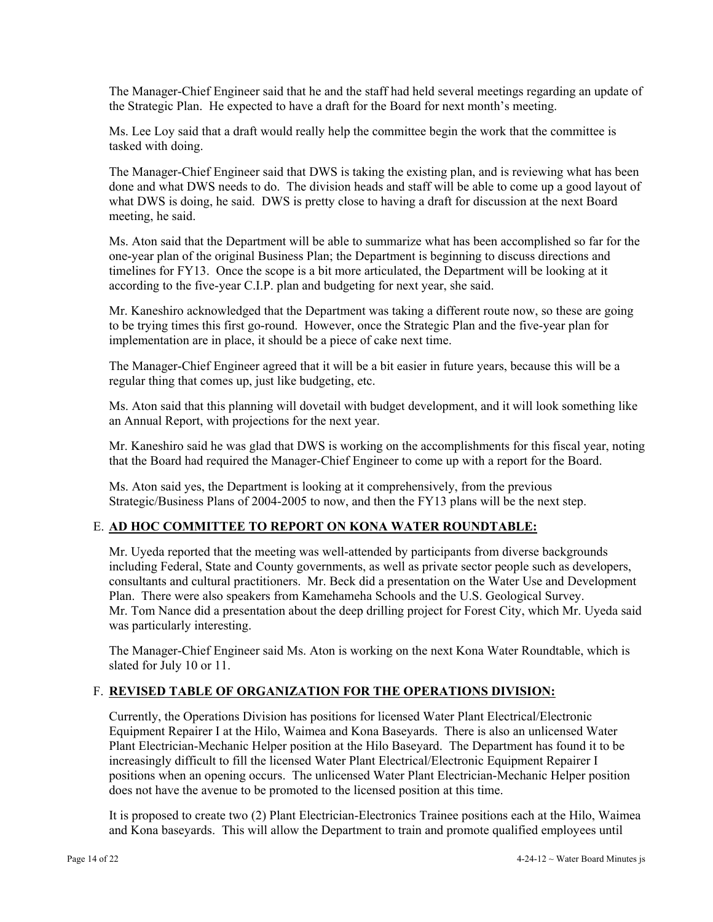The Manager-Chief Engineer said that he and the staff had held several meetings regarding an update of the Strategic Plan. He expected to have a draft for the Board for next month's meeting.

Ms. Lee Loy said that a draft would really help the committee begin the work that the committee is tasked with doing.

The Manager-Chief Engineer said that DWS is taking the existing plan, and is reviewing what has been done and what DWS needs to do. The division heads and staff will be able to come up a good layout of what DWS is doing, he said. DWS is pretty close to having a draft for discussion at the next Board meeting, he said.

Ms. Aton said that the Department will be able to summarize what has been accomplished so far for the one-year plan of the original Business Plan; the Department is beginning to discuss directions and timelines for FY13. Once the scope is a bit more articulated, the Department will be looking at it according to the five-year C.I.P. plan and budgeting for next year, she said.

Mr. Kaneshiro acknowledged that the Department was taking a different route now, so these are going to be trying times this first go-round. However, once the Strategic Plan and the five-year plan for implementation are in place, it should be a piece of cake next time.

The Manager-Chief Engineer agreed that it will be a bit easier in future years, because this will be a regular thing that comes up, just like budgeting, etc.

Ms. Aton said that this planning will dovetail with budget development, and it will look something like an Annual Report, with projections for the next year.

Mr. Kaneshiro said he was glad that DWS is working on the accomplishments for this fiscal year, noting that the Board had required the Manager-Chief Engineer to come up with a report for the Board.

Ms. Aton said yes, the Department is looking at it comprehensively, from the previous Strategic/Business Plans of 2004-2005 to now, and then the FY13 plans will be the next step.

E. **AD HOC COMMITTEE TO REPORT ON KONA WATER ROUNDTABLE:**

Mr. Uyeda reported that the meeting was well-attended by participants from diverse backgrounds including Federal, State and County governments, as well as private sector people such as developers, consultants and cultural practitioners. Mr. Beck did a presentation on the Water Use and Development Plan. There were also speakers from Kamehameha Schools and the U.S. Geological Survey. Mr. Tom Nance did a presentation about the deep drilling project for Forest City, which Mr. Uyeda said was particularly interesting.

The Manager-Chief Engineer said Ms. Aton is working on the next Kona Water Roundtable, which is slated for July 10 or 11.

F. **REVISED TABLE OF ORGANIZATION FOR THE OPERATIONS DIVISION:**

Currently, the Operations Division has positions for licensed Water Plant Electrical/Electronic Equipment Repairer I at the Hilo, Waimea and Kona Baseyards. There is also an unlicensed Water Plant Electrician-Mechanic Helper position at the Hilo Baseyard. The Department has found it to be increasingly difficult to fill the licensed Water Plant Electrical/Electronic Equipment Repairer I positions when an opening occurs. The unlicensed Water Plant Electrician-Mechanic Helper position does not have the avenue to be promoted to the licensed position at this time.

It is proposed to create two (2) Plant Electrician-Electronics Trainee positions each at the Hilo, Waimea and Kona baseyards. This will allow the Department to train and promote qualified employees until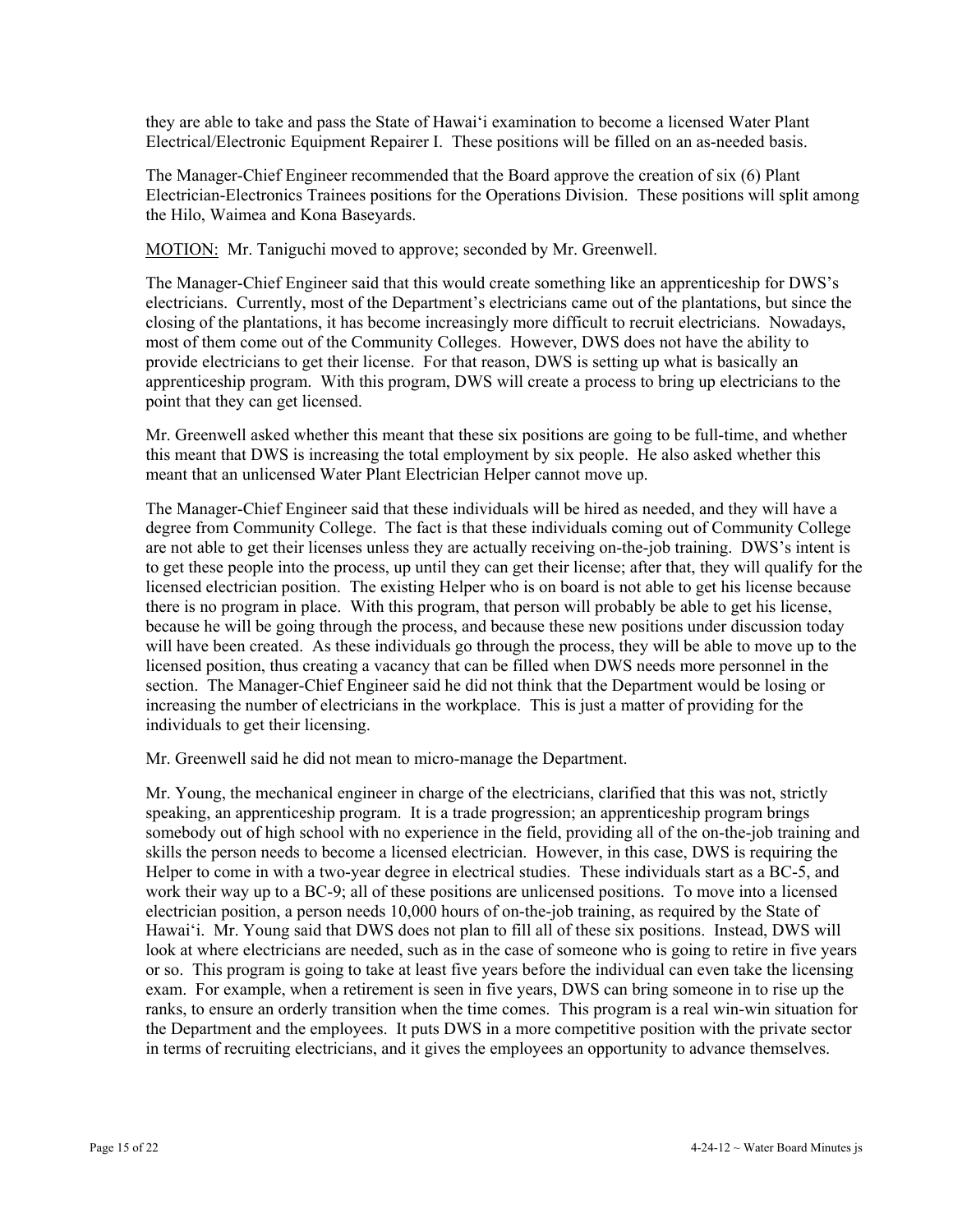they are able to take and pass the State of Hawaiʻi examination to become a licensed Water Plant Electrical/Electronic Equipment Repairer I. These positions will be filled on an as-needed basis.

The Manager-Chief Engineer recommended that the Board approve the creation of six (6) Plant Electrician-Electronics Trainees positions for the Operations Division. These positions will split among the Hilo, Waimea and Kona Baseyards.

MOTION: Mr. Taniguchi moved to approve; seconded by Mr. Greenwell.

The Manager-Chief Engineer said that this would create something like an apprenticeship for DWS's electricians. Currently, most of the Department's electricians came out of the plantations, but since the closing of the plantations, it has become increasingly more difficult to recruit electricians. Nowadays, most of them come out of the Community Colleges. However, DWS does not have the ability to provide electricians to get their license. For that reason, DWS is setting up what is basically an apprenticeship program. With this program, DWS will create a process to bring up electricians to the point that they can get licensed.

Mr. Greenwell asked whether this meant that these six positions are going to be full-time, and whether this meant that DWS is increasing the total employment by six people. He also asked whether this meant that an unlicensed Water Plant Electrician Helper cannot move up.

The Manager-Chief Engineer said that these individuals will be hired as needed, and they will have a degree from Community College. The fact is that these individuals coming out of Community College are not able to get their licenses unless they are actually receiving on-the-job training. DWS's intent is to get these people into the process, up until they can get their license; after that, they will qualify for the licensed electrician position. The existing Helper who is on board is not able to get his license because there is no program in place. With this program, that person will probably be able to get his license, because he will be going through the process, and because these new positions under discussion today will have been created. As these individuals go through the process, they will be able to move up to the licensed position, thus creating a vacancy that can be filled when DWS needs more personnel in the section. The Manager-Chief Engineer said he did not think that the Department would be losing or increasing the number of electricians in the workplace. This is just a matter of providing for the individuals to get their licensing.

Mr. Greenwell said he did not mean to micro-manage the Department.

Mr. Young, the mechanical engineer in charge of the electricians, clarified that this was not, strictly speaking, an apprenticeship program. It is a trade progression; an apprenticeship program brings somebody out of high school with no experience in the field, providing all of the on-the-job training and skills the person needs to become a licensed electrician. However, in this case, DWS is requiring the Helper to come in with a two-year degree in electrical studies. These individuals start as a BC-5, and work their way up to a BC-9; all of these positions are unlicensed positions. To move into a licensed electrician position, a person needs 10,000 hours of on-the-job training, as required by the State of Hawaiʻi. Mr. Young said that DWS does not plan to fill all of these six positions. Instead, DWS will look at where electricians are needed, such as in the case of someone who is going to retire in five years or so. This program is going to take at least five years before the individual can even take the licensing exam. For example, when a retirement is seen in five years, DWS can bring someone in to rise up the ranks, to ensure an orderly transition when the time comes. This program is a real win-win situation for the Department and the employees. It puts DWS in a more competitive position with the private sector in terms of recruiting electricians, and it gives the employees an opportunity to advance themselves.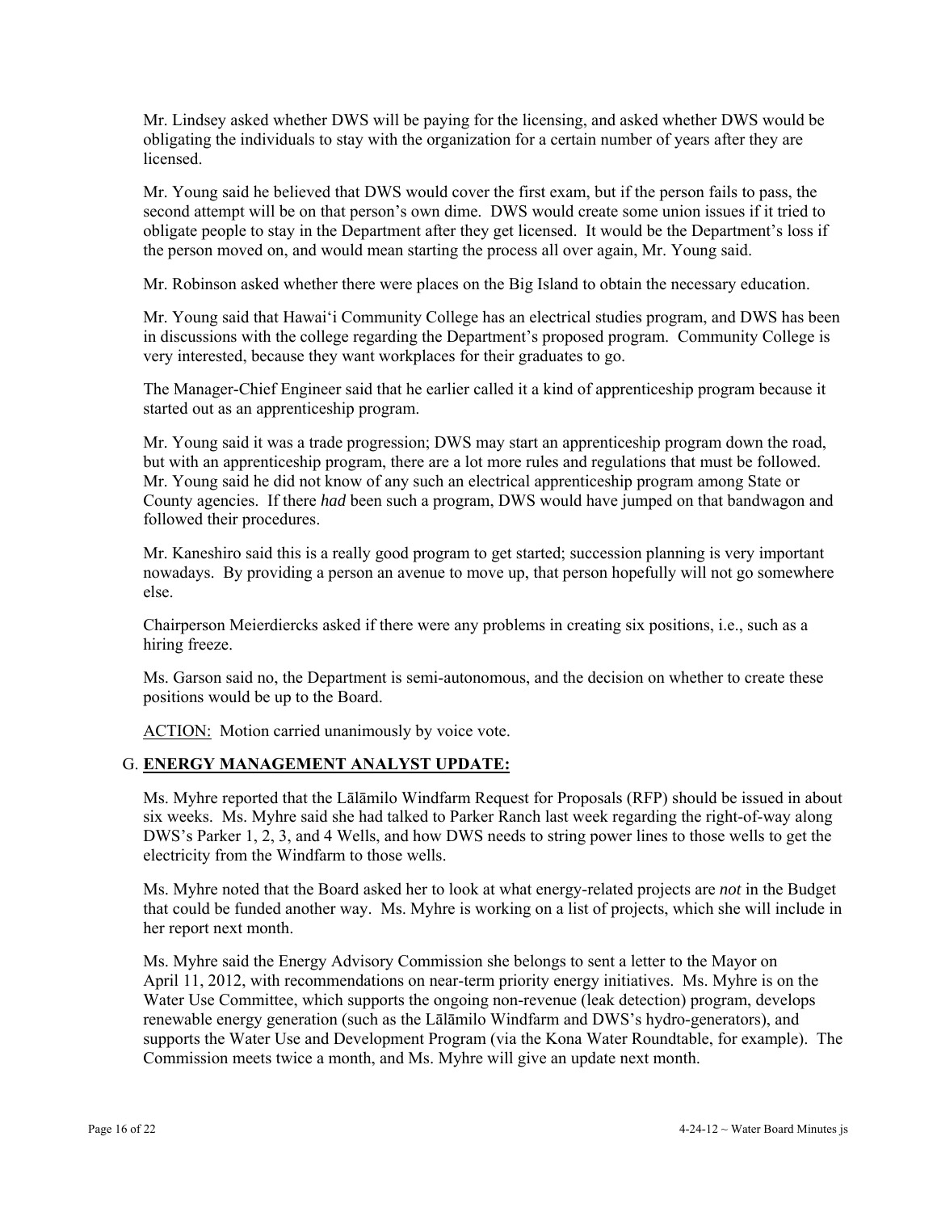Mr. Lindsey asked whether DWS will be paying for the licensing, and asked whether DWS would be obligating the individuals to stay with the organization for a certain number of years after they are licensed.

Mr. Young said he believed that DWS would cover the first exam, but if the person fails to pass, the second attempt will be on that person's own dime. DWS would create some union issues if it tried to obligate people to stay in the Department after they get licensed. It would be the Department's loss if the person moved on, and would mean starting the process all over again, Mr. Young said.

Mr. Robinson asked whether there were places on the Big Island to obtain the necessary education.

Mr. Young said that Hawai'i Community College has an electrical studies program, and DWS has been in discussions with the college regarding the Department's proposed program. Community College is very interested, because they want workplaces for their graduates to go.

The Manager-Chief Engineer said that he earlier called it a kind of apprenticeship program because it started out as an apprenticeship program.

Mr. Young said it was a trade progression; DWS may start an apprenticeship program down the road, but with an apprenticeship program, there are a lot more rules and regulations that must be followed. Mr. Young said he did not know of any such an electrical apprenticeship program among State or County agencies. If there *had* been such a program, DWS would have jumped on that bandwagon and followed their procedures.

Mr. Kaneshiro said this is a really good program to get started; succession planning is very important nowadays. By providing a person an avenue to move up, that person hopefully will not go somewhere else.

Chairperson Meierdiercks asked if there were any problems in creating six positions, i.e., such as a hiring freeze.

Ms. Garson said no, the Department is semi-autonomous, and the decision on whether to create these positions would be up to the Board.

<u>ACTION:</u> Motion carried unanimously by voice vote.

## G. <u>ENERGY MANAGEMENT ANALYST UPDATE:</u>

Ms. Myhre reported that the Lālāmilo Windfarm Request for Proposals (RFP) should be issued in about six weeks. Ms. Myhre said she had talked to Parker Ranch last week regarding the right-of-way along DWS's Parker 1, 2, 3, and 4 Wells, and how DWS needs to string power lines to those wells to get the electricity from the Windfarm to those wells.

Ms. Myhre noted that the Board asked her to look at what energy-related projects are *not* in the Budget that could be funded another way. Ms. Myhre is working on a list of projects, which she will include in her report next month.

Ms. Myhre said the Energy Advisory Commission she belongs to sent a letter to the Mayor on April 11, 2012, with recommendations on near-term priority energy initiatives. Ms. Myhre is on the Water Use Committee, which supports the ongoing non-revenue (leak detection) program, develops renewable energy generation (such as the Lālāmilo Windfarm and DWS's hydro-generators), and supports the Water Use and Development Program (via the Kona Water Roundtable, for example). The Commission meets twice a month, and Ms. Myhre will give an update next month.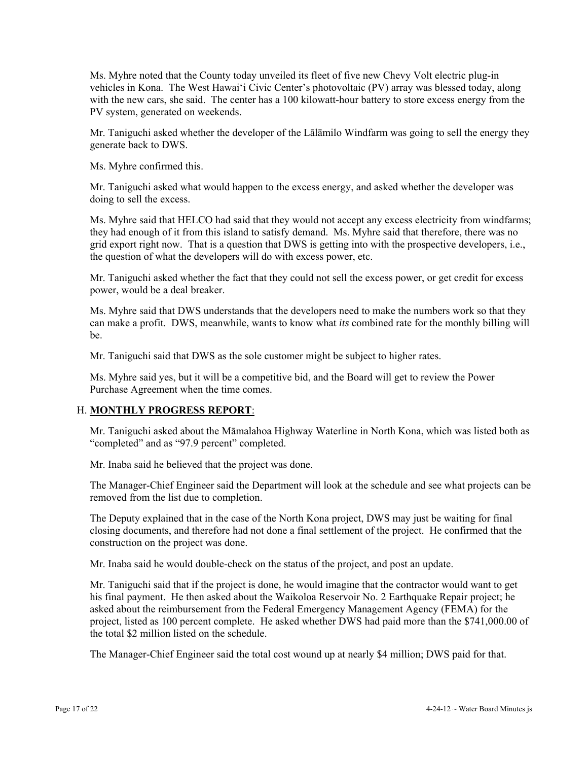Ms. Myhre noted that the County today unveiled its fleet of five new Chevy Volt electric plug-in vehicles in Kona. The West Hawaiʻi Civic Center's photovoltaic (PV) array was blessed today, along with the new cars, she said. The center has a 100 kilowatt-hour battery to store excess energy from the PV system, generated on weekends.

Mr. Taniguchi asked whether the developer of the Lālāmilo Windfarm was going to sell the energy they generate back to DWS.

Ms. Myhre confirmed this.

Mr. Taniguchi asked what would happen to the excess energy, and asked whether the developer was doing to sell the excess.

Ms. Myhre said that HELCO had said that they would not accept any excess electricity from windfarms; they had enough of it from this island to satisfy demand. Ms. Myhre said that therefore, there was no grid export right now. That is a question that DWS is getting into with the prospective developers, i.e., the question of what the developers will do with excess power, etc.

Mr. Taniguchi asked whether the fact that they could not sell the excess power, or get credit for excess power, would be a deal breaker.

Ms. Myhre said that DWS understands that the developers need to make the numbers work so that they can make a profit. DWS, meanwhile, wants to know what *its* combined rate for the monthly billing will be.

Mr. Taniguchi said that DWS as the sole customer might be subject to higher rates.

Ms. Myhre said yes, but it will be a competitive bid, and the Board will get to review the Power Purchase Agreement when the time comes.

H. **MONTHLY PROGRESS REPORT**:

Mr. Taniguchi asked about the Māmalahoa Highway Waterline in North Kona, which was listed both as "completed" and as "97.9 percent" completed.

Mr. Inaba said he believed that the project was done.

The Manager-Chief Engineer said the Department will look at the schedule and see what projects can be removed from the list due to completion.

The Deputy explained that in the case of the North Kona project, DWS may just be waiting for final closing documents, and therefore had not done a final settlement of the project. He confirmed that the construction on the project was done.

Mr. Inaba said he would double-check on the status of the project, and post an update.

Mr. Taniguchi said that if the project is done, he would imagine that the contractor would want to get his final payment. He then asked about the Waikoloa Reservoir No. 2 Earthquake Repair project; he asked about the reimbursement from the Federal Emergency Management Agency (FEMA) for the project, listed as 100 percent complete. He asked whether DWS had paid more than the $741,000.00 of the total $2 million listed on the schedule.

The Manager-Chief Engineer said the total cost wound up at nearly $4 million; DWS paid for that.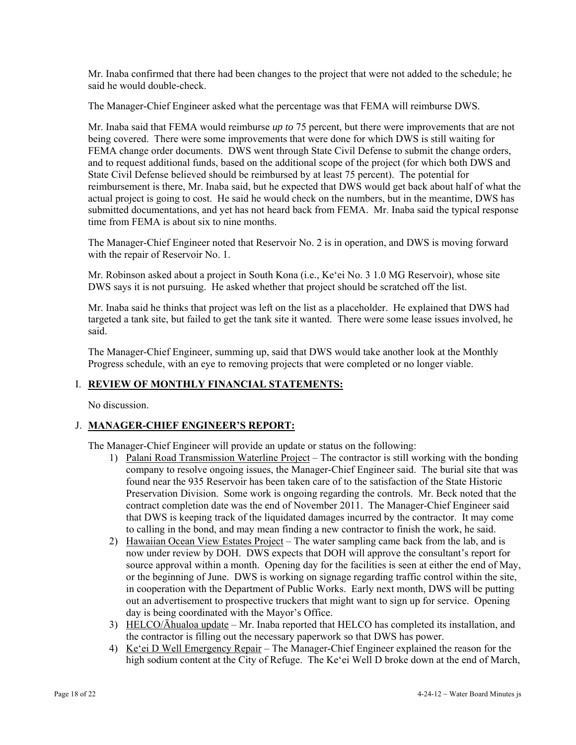Mr. Inaba confirmed that there had been changes to the project that were not added to the schedule; he said he would double-check.

The Manager-Chief Engineer asked what the percentage was that FEMA will reimburse DWS.

Mr. Inaba said that FEMA would reimburse *up to* 75 percent, but there were improvements that are not being covered. There were some improvements that were done for which DWS is still waiting for FEMA change order documents. DWS went through State Civil Defense to submit the change orders, and to request additional funds, based on the additional scope of the project (for which both DWS and State Civil Defense believed should be reimbursed by at least 75 percent). The potential for reimbursement is there, Mr. Inaba said, but he expected that DWS would get back about half of what the actual project is going to cost. He said he would check on the numbers, but in the meantime, DWS has submitted documentations, and yet has not heard back from FEMA. Mr. Inaba said the typical response time from FEMA is about six to nine months.

The Manager-Chief Engineer noted that Reservoir No. 2 is in operation, and DWS is moving forward with the repair of Reservoir No. 1.

Mr. Robinson asked about a project in South Kona (i.e., Ke‘ei No. 3 1.0 MG Reservoir), whose site DWS says it is not pursuing. He asked whether that project should be scratched off the list.

Mr. Inaba said he thinks that project was left on the list as a placeholder. He explained that DWS had targeted a tank site, but failed to get the tank site it wanted. There were some lease issues involved, he said.

The Manager-Chief Engineer, summing up, said that DWS would take another look at the Monthly Progress schedule, with an eye to removing projects that were completed or no longer viable.

## I. **REVIEW OF MONTHLY FINANCIAL STATEMENTS:**

No discussion.

## J. **MANAGER-CHIEF ENGINEER'S REPORT:**

The Manager-Chief Engineer will provide an update or status on the following:

1) Palani Road Transmission Waterline Project – The contractor is still working with the bonding company to resolve ongoing issues, the Manager-Chief Engineer said. The burial site that was found near the 935 Reservoir has been taken care of to the satisfaction of the State Historic Preservation Division. Some work is ongoing regarding the controls. Mr. Beck noted that the contract completion date was the end of November 2011. The Manager-Chief Engineer said that DWS is keeping track of the liquidated damages incurred by the contractor. It may come to calling in the bond, and may mean finding a new contractor to finish the work, he said.
2) Hawaiian Ocean View Estates Project – The water sampling came back from the lab, and is now under review by DOH. DWS expects that DOH will approve the consultant's report for source approval within a month. Opening day for the facilities is seen at either the end of May, or the beginning of June. DWS is working on signage regarding traffic control within the site, in cooperation with the Department of Public Works. Early next month, DWS will be putting out an advertisement to prospective truckers that might want to sign up for service. Opening day is being coordinated with the Mayor's Office.
3) HELCO/Āhualoa update – Mr. Inaba reported that HELCO has completed its installation, and the contractor is filling out the necessary paperwork so that DWS has power.
4) Ke‘ei D Well Emergency Repair – The Manager-Chief Engineer explained the reason for the high sodium content at the City of Refuge. The Ke‘ei Well D broke down at the end of March,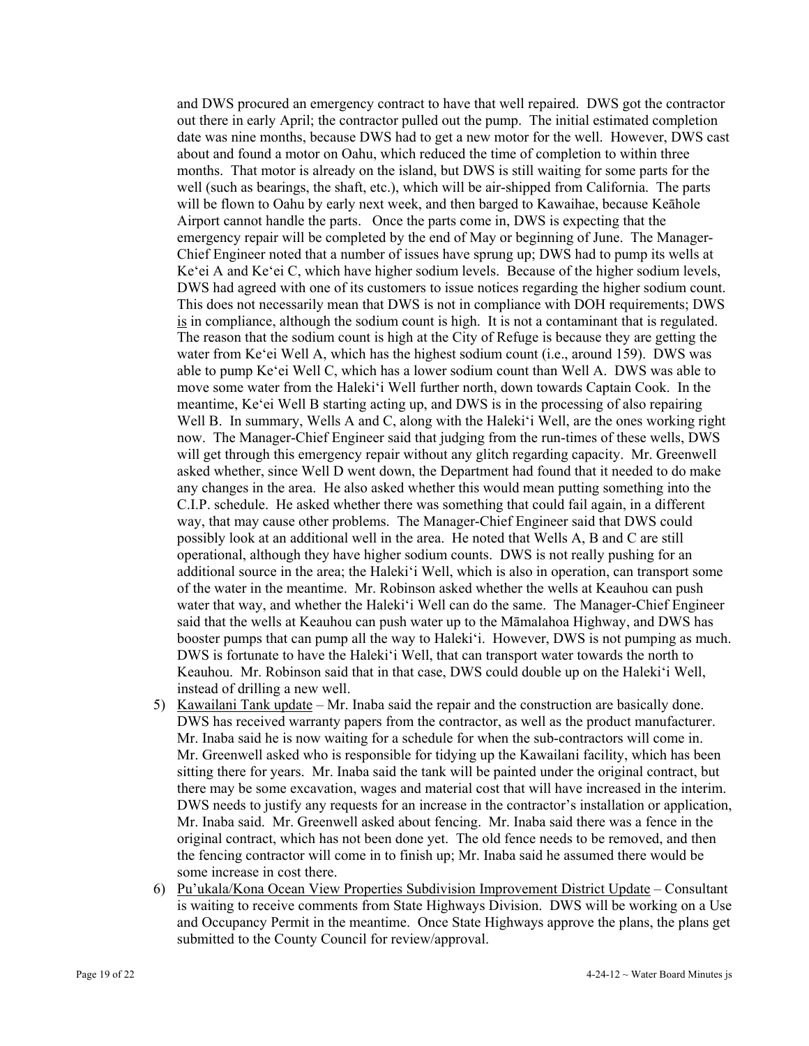and DWS procured an emergency contract to have that well repaired. DWS got the contractor out there in early April; the contractor pulled out the pump. The initial estimated completion date was nine months, because DWS had to get a new motor for the well. However, DWS cast about and found a motor on Oahu, which reduced the time of completion to within three months. That motor is already on the island, but DWS is still waiting for some parts for the well (such as bearings, the shaft, etc.), which will be air-shipped from California. The parts will be flown to Oahu by early next week, and then barged to Kawaihae, because Keāhole Airport cannot handle the parts. Once the parts come in, DWS is expecting that the emergency repair will be completed by the end of May or beginning of June. The Manager-Chief Engineer noted that a number of issues have sprung up; DWS had to pump its wells at Ke'ei A and Ke'ei C, which have higher sodium levels. Because of the higher sodium levels, DWS had agreed with one of its customers to issue notices regarding the higher sodium count. This does not necessarily mean that DWS is not in compliance with DOH requirements; DWS is in compliance, although the sodium count is high. It is not a contaminant that is regulated. The reason that the sodium count is high at the City of Refuge is because they are getting the water from Ke'ei Well A, which has the highest sodium count (i.e., around 159). DWS was able to pump Ke'ei Well C, which has a lower sodium count than Well A. DWS was able to move some water from the Haleki'i Well further north, down towards Captain Cook. In the meantime, Ke'ei Well B starting acting up, and DWS is in the processing of also repairing Well B. In summary, Wells A and C, along with the Haleki'i Well, are the ones working right now. The Manager-Chief Engineer said that judging from the run-times of these wells, DWS will get through this emergency repair without any glitch regarding capacity. Mr. Greenwell asked whether, since Well D went down, the Department had found that it needed to do make any changes in the area. He also asked whether this would mean putting something into the C.I.P. schedule. He asked whether there was something that could fail again, in a different way, that may cause other problems. The Manager-Chief Engineer said that DWS could possibly look at an additional well in the area. He noted that Wells A, B and C are still operational, although they have higher sodium counts. DWS is not really pushing for an additional source in the area; the Haleki'i Well, which is also in operation, can transport some of the water in the meantime. Mr. Robinson asked whether the wells at Keauhou can push water that way, and whether the Haleki'i Well can do the same. The Manager-Chief Engineer said that the wells at Keauhou can push water up to the Māmalahoa Highway, and DWS has booster pumps that can pump all the way to Haleki'i. However, DWS is not pumping as much. DWS is fortunate to have the Haleki'i Well, that can transport water towards the north to Keauhou. Mr. Robinson said that in that case, DWS could double up on the Haleki'i Well, instead of drilling a new well.

5) Kawailani Tank update – Mr. Inaba said the repair and the construction are basically done. DWS has received warranty papers from the contractor, as well as the product manufacturer. Mr. Inaba said he is now waiting for a schedule for when the sub-contractors will come in. Mr. Greenwell asked who is responsible for tidying up the Kawailani facility, which has been sitting there for years. Mr. Inaba said the tank will be painted under the original contract, but there may be some excavation, wages and material cost that will have increased in the interim. DWS needs to justify any requests for an increase in the contractor's installation or application, Mr. Inaba said. Mr. Greenwell asked about fencing. Mr. Inaba said there was a fence in the original contract, which has not been done yet. The old fence needs to be removed, and then the fencing contractor will come in to finish up; Mr. Inaba said he assumed there would be some increase in cost there.

6) Pu'ukala/Kona Ocean View Properties Subdivision Improvement District Update – Consultant is waiting to receive comments from State Highways Division. DWS will be working on a Use and Occupancy Permit in the meantime. Once State Highways approve the plans, the plans get submitted to the County Council for review/approval.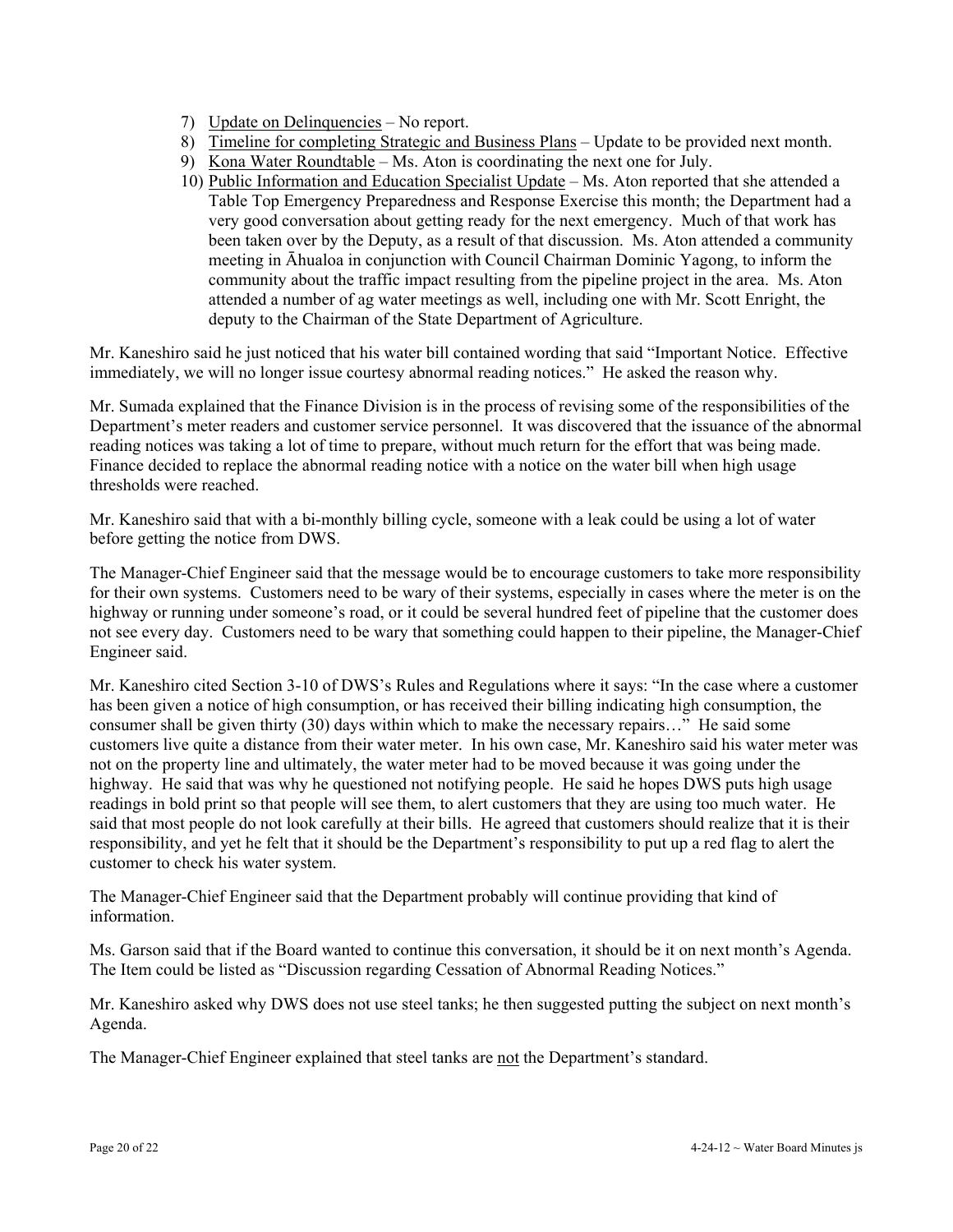7) Update on Delinquencies – No report.
8) Timeline for completing Strategic and Business Plans – Update to be provided next month.
9) Kona Water Roundtable – Ms. Aton is coordinating the next one for July.
10) Public Information and Education Specialist Update – Ms. Aton reported that she attended a Table Top Emergency Preparedness and Response Exercise this month; the Department had a very good conversation about getting ready for the next emergency. Much of that work has been taken over by the Deputy, as a result of that discussion. Ms. Aton attended a community meeting in Āhualoa in conjunction with Council Chairman Dominic Yagong, to inform the community about the traffic impact resulting from the pipeline project in the area. Ms. Aton attended a number of ag water meetings as well, including one with Mr. Scott Enright, the deputy to the Chairman of the State Department of Agriculture.

Mr. Kaneshiro said he just noticed that his water bill contained wording that said "Important Notice. Effective immediately, we will no longer issue courtesy abnormal reading notices." He asked the reason why.

Mr. Sumada explained that the Finance Division is in the process of revising some of the responsibilities of the Department's meter readers and customer service personnel. It was discovered that the issuance of the abnormal reading notices was taking a lot of time to prepare, without much return for the effort that was being made. Finance decided to replace the abnormal reading notice with a notice on the water bill when high usage thresholds were reached.

Mr. Kaneshiro said that with a bi-monthly billing cycle, someone with a leak could be using a lot of water before getting the notice from DWS.

The Manager-Chief Engineer said that the message would be to encourage customers to take more responsibility for their own systems. Customers need to be wary of their systems, especially in cases where the meter is on the highway or running under someone's road, or it could be several hundred feet of pipeline that the customer does not see every day. Customers need to be wary that something could happen to their pipeline, the Manager-Chief Engineer said.

Mr. Kaneshiro cited Section 3-10 of DWS's Rules and Regulations where it says: "In the case where a customer has been given a notice of high consumption, or has received their billing indicating high consumption, the consumer shall be given thirty (30) days within which to make the necessary repairs…" He said some customers live quite a distance from their water meter. In his own case, Mr. Kaneshiro said his water meter was not on the property line and ultimately, the water meter had to be moved because it was going under the highway. He said that was why he questioned not notifying people. He said he hopes DWS puts high usage readings in bold print so that people will see them, to alert customers that they are using too much water. He said that most people do not look carefully at their bills. He agreed that customers should realize that it is their responsibility, and yet he felt that it should be the Department's responsibility to put up a red flag to alert the customer to check his water system.

The Manager-Chief Engineer said that the Department probably will continue providing that kind of information.

Ms. Garson said that if the Board wanted to continue this conversation, it should be it on next month's Agenda. The Item could be listed as "Discussion regarding Cessation of Abnormal Reading Notices."

Mr. Kaneshiro asked why DWS does not use steel tanks; he then suggested putting the subject on next month's Agenda.

The Manager-Chief Engineer explained that steel tanks are not the Department's standard.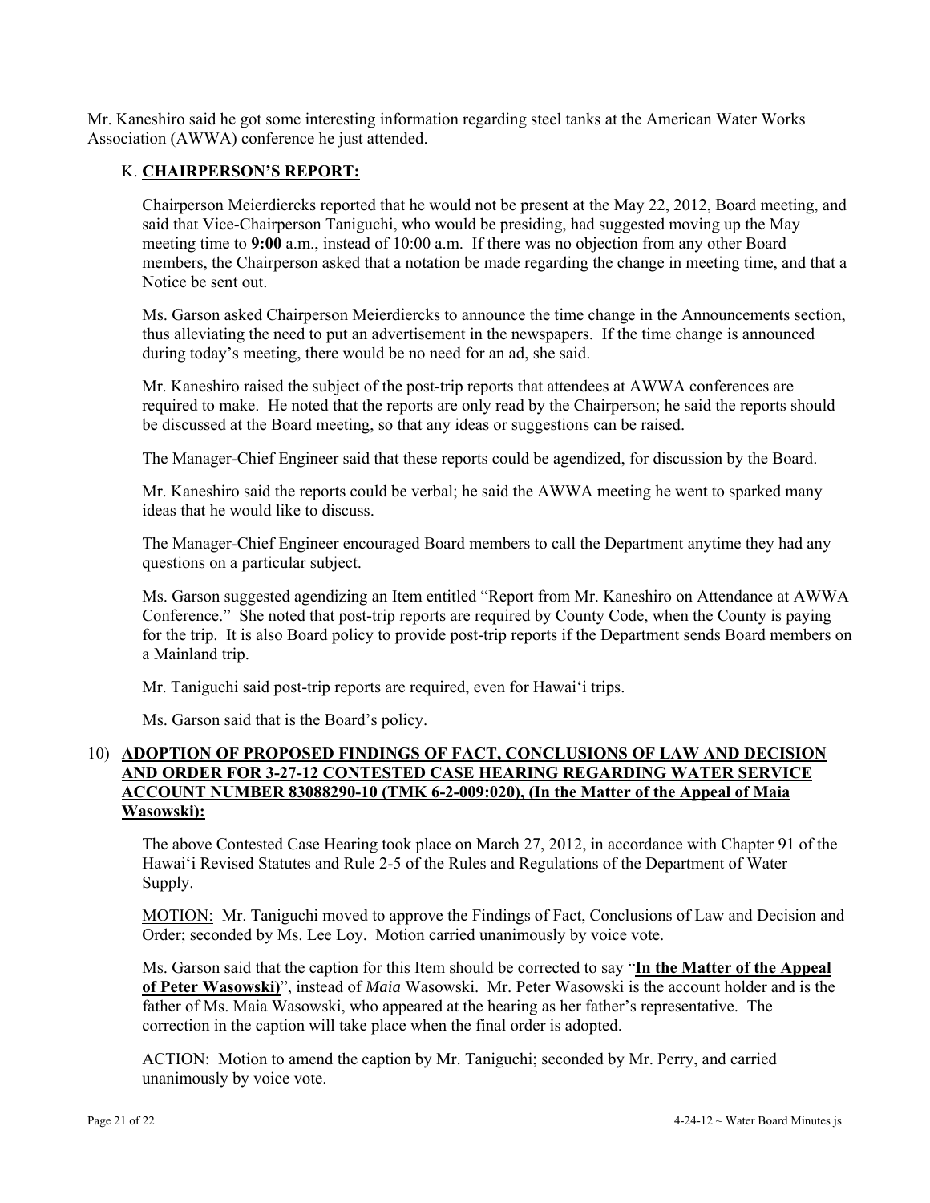Mr. Kaneshiro said he got some interesting information regarding steel tanks at the American Water Works Association (AWWA) conference he just attended.

## K. **CHAIRPERSON'S REPORT:**

Chairperson Meierdiercks reported that he would not be present at the May 22, 2012, Board meeting, and said that Vice-Chairperson Taniguchi, who would be presiding, had suggested moving up the May meeting time to **9:00** a.m., instead of 10:00 a.m. If there was no objection from any other Board members, the Chairperson asked that a notation be made regarding the change in meeting time, and that a Notice be sent out.

Ms. Garson asked Chairperson Meierdiercks to announce the time change in the Announcements section, thus alleviating the need to put an advertisement in the newspapers. If the time change is announced during today's meeting, there would be no need for an ad, she said.

Mr. Kaneshiro raised the subject of the post-trip reports that attendees at AWWA conferences are required to make. He noted that the reports are only read by the Chairperson; he said the reports should be discussed at the Board meeting, so that any ideas or suggestions can be raised.

The Manager-Chief Engineer said that these reports could be agendized, for discussion by the Board.

Mr. Kaneshiro said the reports could be verbal; he said the AWWA meeting he went to sparked many ideas that he would like to discuss.

The Manager-Chief Engineer encouraged Board members to call the Department anytime they had any questions on a particular subject.

Ms. Garson suggested agendizing an Item entitled "Report from Mr. Kaneshiro on Attendance at AWWA Conference." She noted that post-trip reports are required by County Code, when the County is paying for the trip. It is also Board policy to provide post-trip reports if the Department sends Board members on a Mainland trip.

Mr. Taniguchi said post-trip reports are required, even for Hawai'i trips.

Ms. Garson said that is the Board's policy.

## 10) **ADOPTION OF PROPOSED FINDINGS OF FACT, CONCLUSIONS OF LAW AND DECISION AND ORDER FOR 3-27-12 CONTESTED CASE HEARING REGARDING WATER SERVICE ACCOUNT NUMBER 83088290-10 (TMK 6-2-009:020), (In the Matter of the Appeal of Maia Wasowski):**

The above Contested Case Hearing took place on March 27, 2012, in accordance with Chapter 91 of the Hawai'i Revised Statutes and Rule 2-5 of the Rules and Regulations of the Department of Water Supply.

MOTION: Mr. Taniguchi moved to approve the Findings of Fact, Conclusions of Law and Decision and Order; seconded by Ms. Lee Loy. Motion carried unanimously by voice vote.

Ms. Garson said that the caption for this Item should be corrected to say "**In the Matter of the Appeal of Peter Wasowski)**", instead of *Maia* Wasowski. Mr. Peter Wasowski is the account holder and is the father of Ms. Maia Wasowski, who appeared at the hearing as her father's representative. The correction in the caption will take place when the final order is adopted.

ACTION: Motion to amend the caption by Mr. Taniguchi; seconded by Mr. Perry, and carried unanimously by voice vote.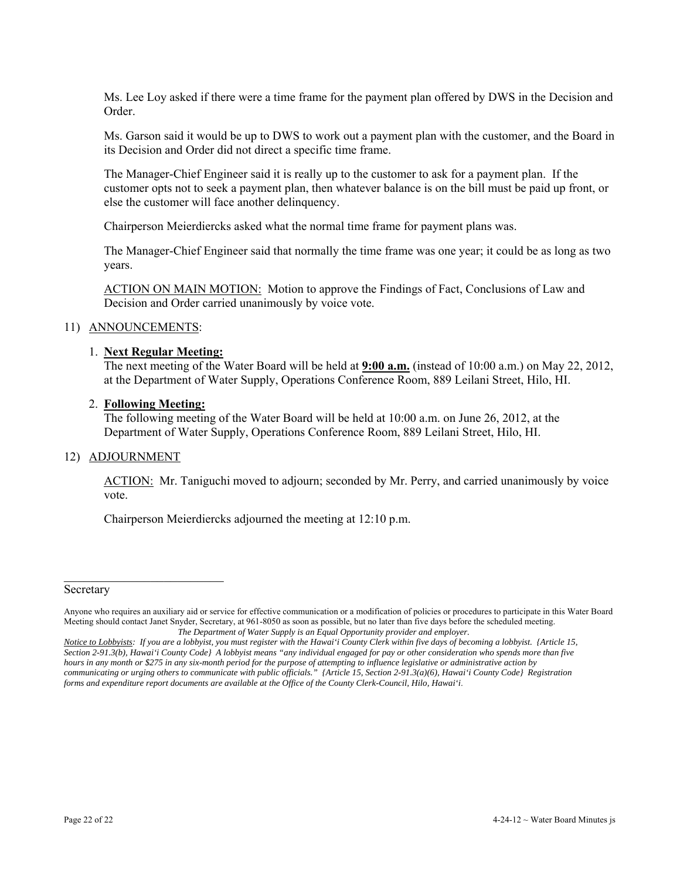Ms. Lee Loy asked if there were a time frame for the payment plan offered by DWS in the Decision and Order.

Ms. Garson said it would be up to DWS to work out a payment plan with the customer, and the Board in its Decision and Order did not direct a specific time frame.

The Manager-Chief Engineer said it is really up to the customer to ask for a payment plan. If the customer opts not to seek a payment plan, then whatever balance is on the bill must be paid up front, or else the customer will face another delinquency.

Chairperson Meierdiercks asked what the normal time frame for payment plans was.

The Manager-Chief Engineer said that normally the time frame was one year; it could be as long as two years.

ACTION ON MAIN MOTION: Motion to approve the Findings of Fact, Conclusions of Law and Decision and Order carried unanimously by voice vote.

11) ANNOUNCEMENTS:

1. **Next Regular Meeting:**
The next meeting of the Water Board will be held at **9:00 a.m.** (instead of 10:00 a.m.) on May 22, 2012, at the Department of Water Supply, Operations Conference Room, 889 Leilani Street, Hilo, HI.

2. **Following Meeting:**
The following meeting of the Water Board will be held at 10:00 a.m. on June 26, 2012, at the Department of Water Supply, Operations Conference Room, 889 Leilani Street, Hilo, HI.

12) ADJOURNMENT

ACTION: Mr. Taniguchi moved to adjourn; seconded by Mr. Perry, and carried unanimously by voice vote.

Chairperson Meierdiercks adjourned the meeting at 12:10 p.m.

___________________________
Secretary

Anyone who requires an auxiliary aid or service for effective communication or a modification of policies or procedures to participate in this Water Board Meeting should contact Janet Snyder, Secretary, at 961-8050 as soon as possible, but no later than five days before the scheduled meeting.

*The Department of Water Supply is an Equal Opportunity provider and employer.*

*Notice to Lobbyists: If you are a lobbyist, you must register with the Hawai'i County Clerk within five days of becoming a lobbyist. {Article 15, Section 2-91.3(b), Hawai'i County Code} A lobbyist means "any individual engaged for pay or other consideration who spends more than five hours in any month or $275 in any six-month period for the purpose of attempting to influence legislative or administrative action by communicating or urging others to communicate with public officials." {Article 15, Section 2-91.3(a)(6), Hawai'i County Code} Registration forms and expenditure report documents are available at the Office of the County Clerk-Council, Hilo, Hawai'i.*